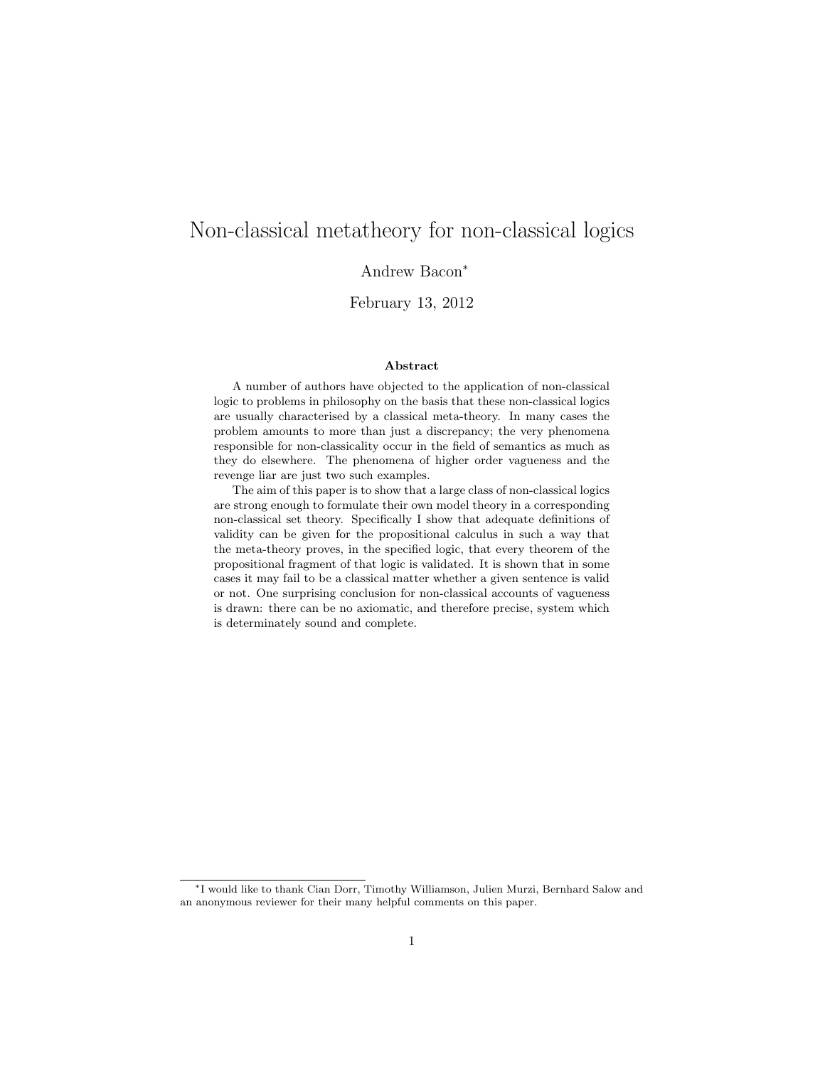# Non-classical metatheory for non-classical logics

Andrew Bacon[*]

February 13, 2012

### Abstract

A number of authors have objected to the application of non-classical logic to problems in philosophy on the basis that these non-classical logics are usually characterised by a classical meta-theory. In many cases the problem amounts to more than just a discrepancy; the very phenomena responsible for non-classicality occur in the field of semantics as much as they do elsewhere. The phenomena of higher order vagueness and the revenge liar are just two such examples.

The aim of this paper is to show that a large class of non-classical logics are strong enough to formulate their own model theory in a corresponding non-classical set theory. Specifically I show that adequate definitions of validity can be given for the propositional calculus in such a way that the meta-theory proves, in the specified logic, that every theorem of the propositional fragment of that logic is validated. It is shown that in some cases it may fail to be a classical matter whether a given sentence is valid or not. One surprising conclusion for non-classical accounts of vagueness is drawn: there can be no axiomatic, and therefore precise, system which is determinately sound and complete.

[*] I would like to thank Cian Dorr, Timothy Williamson, Julien Murzi, Bernhard Salow and an anonymous reviewer for their many helpful comments on this paper.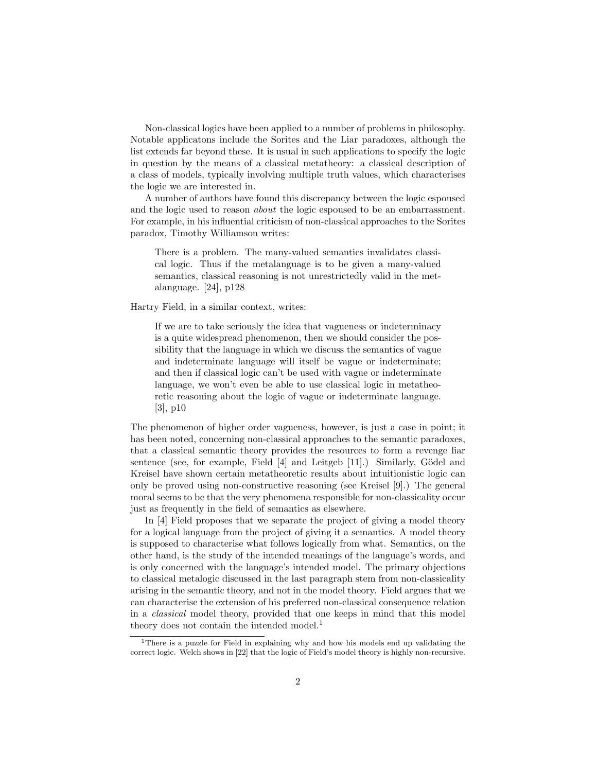Non-classical logics have been applied to a number of problems in philosophy. Notable applicatons include the Sorites and the Liar paradoxes, although the list extends far beyond these. It is usual in such applications to specify the logic in question by the means of a classical metatheory: a classical description of a class of models, typically involving multiple truth values, which characterises the logic we are interested in.

A number of authors have found this discrepancy between the logic espoused and the logic used to reason *about* the logic espoused to be an embarrassment. For example, in his influential criticism of non-classical approaches to the Sorites paradox, Timothy Williamson writes:

> There is a problem. The many-valued semantics invalidates classical logic. Thus if the metalanguage is to be given a many-valued semantics, classical reasoning is not unrestrictedly valid in the metalanguage. [24], p128

Hartry Field, in a similar context, writes:

> If we are to take seriously the idea that vagueness or indeterminacy is a quite widespread phenomenon, then we should consider the possibility that the language in which we discuss the semantics of vague and indeterminate language will itself be vague or indeterminate; and then if classical logic can't be used with vague or indeterminate language, we won't even be able to use classical logic in metatheoretic reasoning about the logic of vague or indeterminate language. [3], p10

The phenomenon of higher order vagueness, however, is just a case in point; it has been noted, concerning non-classical approaches to the semantic paradoxes, that a classical semantic theory provides the resources to form a revenge liar sentence (see, for example, Field [4] and Leitgeb [11].) Similarly, Gödel and Kreisel have shown certain metatheoretic results about intuitionistic logic can only be proved using non-constructive reasoning (see Kreisel [9].) The general moral seems to be that the very phenomena responsible for non-classicality occur just as frequently in the field of semantics as elsewhere.

In [4] Field proposes that we separate the project of giving a model theory for a logical language from the project of giving it a semantics. A model theory is supposed to characterise what follows logically from what. Semantics, on the other hand, is the study of the intended meanings of the language's words, and is only concerned with the language's intended model. The primary objections to classical metalogic discussed in the last paragraph stem from non-classicality arising in the semantic theory, and not in the model theory. Field argues that we can characterise the extension of his preferred non-classical consequence relation in a *classical* model theory, provided that one keeps in mind that this model theory does not contain the intended model.[1]

[1] There is a puzzle for Field in explaining why and how his models end up validating the correct logic. Welch shows in [22] that the logic of Field's model theory is highly non-recursive.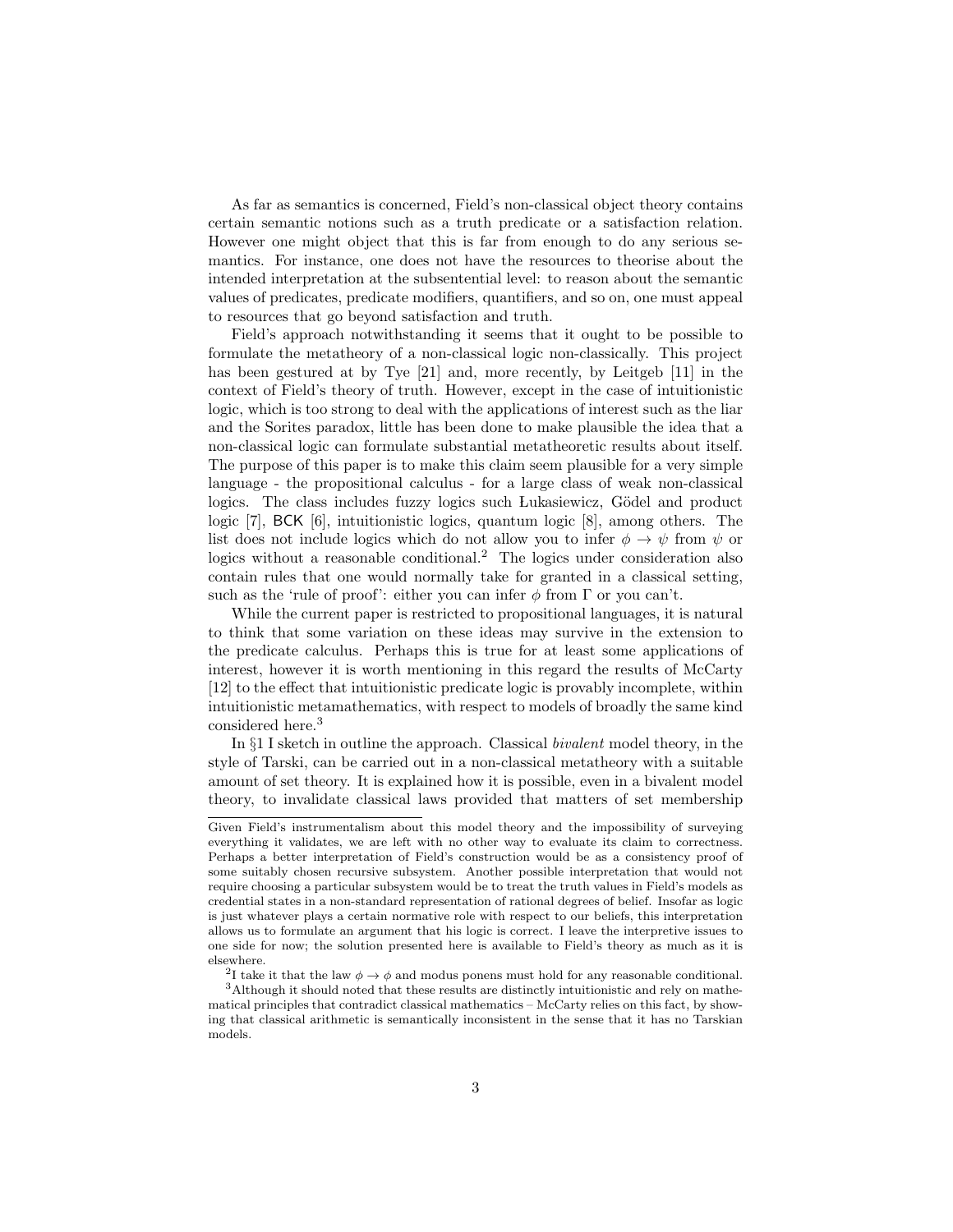As far as semantics is concerned, Field's non-classical object theory contains certain semantic notions such as a truth predicate or a satisfaction relation. However one might object that this is far from enough to do any serious semantics. For instance, one does not have the resources to theorise about the intended interpretation at the subsentential level: to reason about the semantic values of predicates, predicate modifiers, quantifiers, and so on, one must appeal to resources that go beyond satisfaction and truth.

Field's approach notwithstanding it seems that it ought to be possible to formulate the metatheory of a non-classical logic non-classically. This project has been gestured at by Tye [21] and, more recently, by Leitgeb [11] in the context of Field's theory of truth. However, except in the case of intuitionistic logic, which is too strong to deal with the applications of interest such as the liar and the Sorites paradox, little has been done to make plausible the idea that a non-classical logic can formulate substantial metatheoretic results about itself. The purpose of this paper is to make this claim seem plausible for a very simple language - the propositional calculus - for a large class of weak non-classical logics. The class includes fuzzy logics such Łukasiewicz, Gödel and product logic [7], BCK [6], intuitionistic logics, quantum logic [8], among others. The list does not include logics which do not allow you to infer $\phi \to \psi$ from $\psi$ or logics without a reasonable conditional.[2] The logics under consideration also contain rules that one would normally take for granted in a classical setting, such as the 'rule of proof': either you can infer $\phi$ from $\Gamma$ or you can't.

While the current paper is restricted to propositional languages, it is natural to think that some variation on these ideas may survive in the extension to the predicate calculus. Perhaps this is true for at least some applications of interest, however it is worth mentioning in this regard the results of McCarty [12] to the effect that intuitionistic predicate logic is provably incomplete, within intuitionistic metamathematics, with respect to models of broadly the same kind considered here.[3]

In §1 I sketch in outline the approach. Classical *bivalent* model theory, in the style of Tarski, can be carried out in a non-classical metatheory with a suitable amount of set theory. It is explained how it is possible, even in a bivalent model theory, to invalidate classical laws provided that matters of set membership

---

Given Field's instrumentalism about this model theory and the impossibility of surveying everything it validates, we are left with no other way to evaluate its claim to correctness. Perhaps a better interpretation of Field's construction would be as a consistency proof of some suitably chosen recursive subsystem. Another possible interpretation that would not require choosing a particular subsystem would be to treat the truth values in Field's models as credential states in a non-standard representation of rational degrees of belief. Insofar as logic is just whatever plays a certain normative role with respect to our beliefs, this interpretation allows us to formulate an argument that his logic is correct. I leave the interpretive issues to one side for now; the solution presented here is available to Field's theory as much as it is elsewhere.

[2] I take it that the law $\phi \to \phi$ and modus ponens must hold for any reasonable conditional.

[3] Although it should noted that these results are distinctly intuitionistic and rely on mathematical principles that contradict classical mathematics – McCarty relies on this fact, by showing that classical arithmetic is semantically inconsistent in the sense that it has no Tarskian models.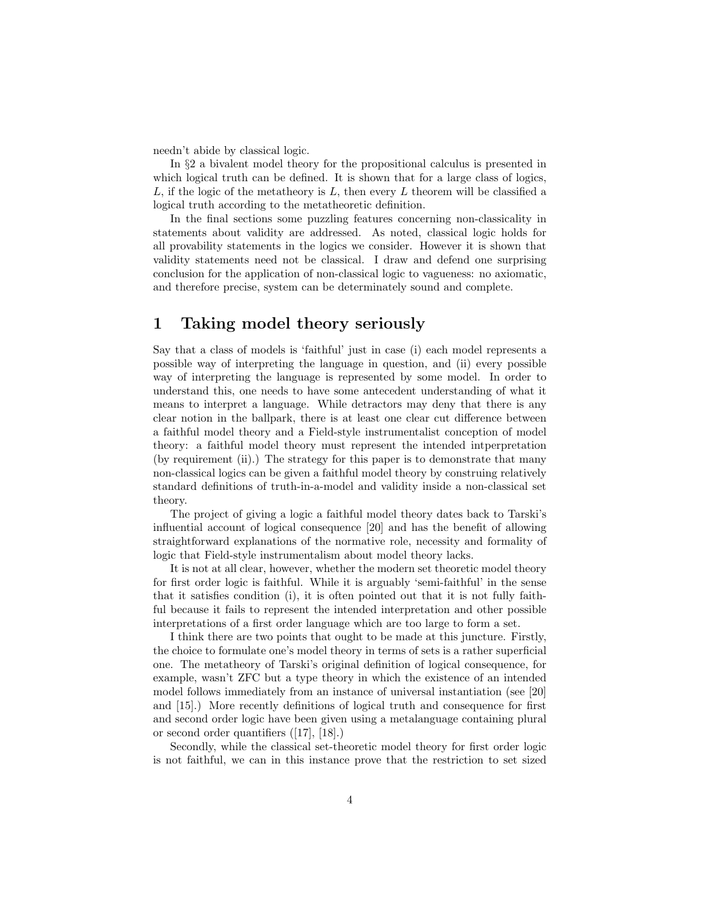needn't abide by classical logic.

In §2 a bivalent model theory for the propositional calculus is presented in which logical truth can be defined. It is shown that for a large class of logics, $L$, if the logic of the metatheory is $L$, then every $L$ theorem will be classified a logical truth according to the metatheoretic definition.

In the final sections some puzzling features concerning non-classicality in statements about validity are addressed. As noted, classical logic holds for all provability statements in the logics we consider. However it is shown that validity statements need not be classical. I draw and defend one surprising conclusion for the application of non-classical logic to vagueness: no axiomatic, and therefore precise, system can be determinately sound and complete.

# 1 Taking model theory seriously

Say that a class of models is 'faithful' just in case (i) each model represents a possible way of interpreting the language in question, and (ii) every possible way of interpreting the language is represented by some model. In order to understand this, one needs to have some antecedent understanding of what it means to interpret a language. While detractors may deny that there is any clear notion in the ballpark, there is at least one clear cut difference between a faithful model theory and a Field-style instrumentalist conception of model theory: a faithful model theory must represent the intended intperpretation (by requirement (ii).) The strategy for this paper is to demonstrate that many non-classical logics can be given a faithful model theory by construing relatively standard definitions of truth-in-a-model and validity inside a non-classical set theory.

The project of giving a logic a faithful model theory dates back to Tarski's influential account of logical consequence [20] and has the benefit of allowing straightforward explanations of the normative role, necessity and formality of logic that Field-style instrumentalism about model theory lacks.

It is not at all clear, however, whether the modern set theoretic model theory for first order logic is faithful. While it is arguably 'semi-faithful' in the sense that it satisfies condition (i), it is often pointed out that it is not fully faithful because it fails to represent the intended interpretation and other possible interpretations of a first order language which are too large to form a set.

I think there are two points that ought to be made at this juncture. Firstly, the choice to formulate one's model theory in terms of sets is a rather superficial one. The metatheory of Tarski's original definition of logical consequence, for example, wasn't ZFC but a type theory in which the existence of an intended model follows immediately from an instance of universal instantiation (see [20] and [15].) More recently definitions of logical truth and consequence for first and second order logic have been given using a metalanguage containing plural or second order quantifiers ([17], [18].)

Secondly, while the classical set-theoretic model theory for first order logic is not faithful, we can in this instance prove that the restriction to set sized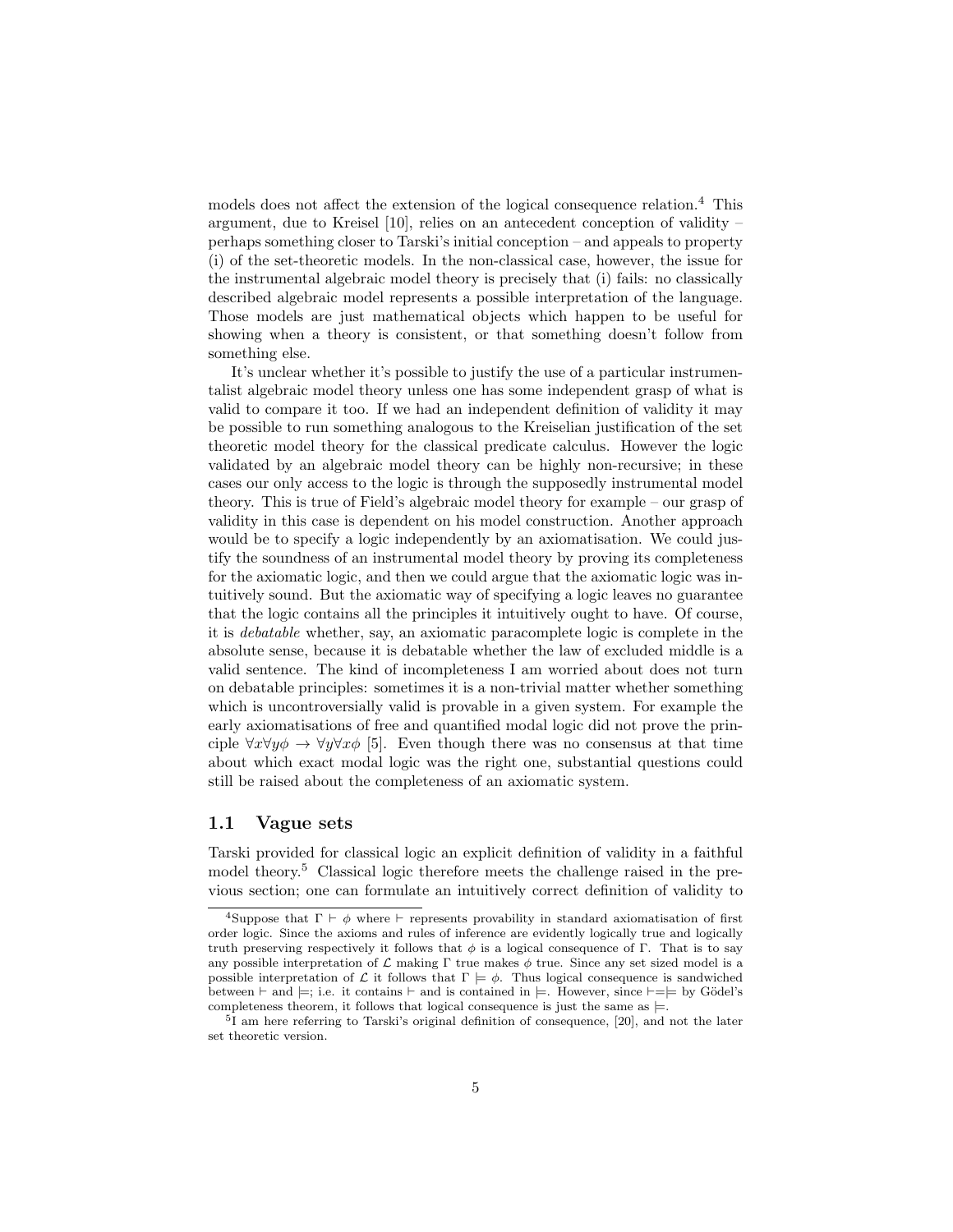models does not affect the extension of the logical consequence relation.[4] This argument, due to Kreisel [10], relies on an antecedent conception of validity – perhaps something closer to Tarski's initial conception – and appeals to property (i) of the set-theoretic models. In the non-classical case, however, the issue for the instrumental algebraic model theory is precisely that (i) fails: no classically described algebraic model represents a possible interpretation of the language. Those models are just mathematical objects which happen to be useful for showing when a theory is consistent, or that something doesn't follow from something else.

It's unclear whether it's possible to justify the use of a particular instrumentalist algebraic model theory unless one has some independent grasp of what is valid to compare it too. If we had an independent definition of validity it may be possible to run something analogous to the Kreiselian justification of the set theoretic model theory for the classical predicate calculus. However the logic validated by an algebraic model theory can be highly non-recursive; in these cases our only access to the logic is through the supposedly instrumental model theory. This is true of Field's algebraic model theory for example – our grasp of validity in this case is dependent on his model construction. Another approach would be to specify a logic independently by an axiomatisation. We could justify the soundness of an instrumental model theory by proving its completeness for the axiomatic logic, and then we could argue that the axiomatic logic was intuitively sound. But the axiomatic way of specifying a logic leaves no guarantee that the logic contains all the principles it intuitively ought to have. Of course, it is *debatable* whether, say, an axiomatic paracomplete logic is complete in the absolute sense, because it is debatable whether the law of excluded middle is a valid sentence. The kind of incompleteness I am worried about does not turn on debatable principles: sometimes it is a non-trivial matter whether something which is uncontroversially valid is provable in a given system. For example the early axiomatisations of free and quantified modal logic did not prove the principle $\forall x \forall y \phi \rightarrow \forall y \forall x \phi$ [5]. Even though there was no consensus at that time about which exact modal logic was the right one, substantial questions could still be raised about the completeness of an axiomatic system.

### 1.1 Vague sets

Tarski provided for classical logic an explicit definition of validity in a faithful model theory.[5] Classical logic therefore meets the challenge raised in the previous section; one can formulate an intuitively correct definition of validity to

---

[4] Suppose that $\Gamma \vdash \phi$ where $\vdash$ represents provability in standard axiomatisation of first order logic. Since the axioms and rules of inference are evidently logically true and logically truth preserving respectively it follows that $\phi$ is a logical consequence of $\Gamma$. That is to say any possible interpretation of $\mathcal{L}$ making $\Gamma$ true makes $\phi$ true. Since any set sized model is a possible interpretation of $\mathcal{L}$ it follows that $\Gamma \models \phi$. Thus logical consequence is sandwiched between $\vdash$ and $\models$; i.e. it contains $\vdash$ and is contained in $\models$. However, since $\vdash = \models$ by Gödel's completeness theorem, it follows that logical consequence is just the same as $\models$.

[5] I am here referring to Tarski's original definition of consequence, [20], and not the later set theoretic version.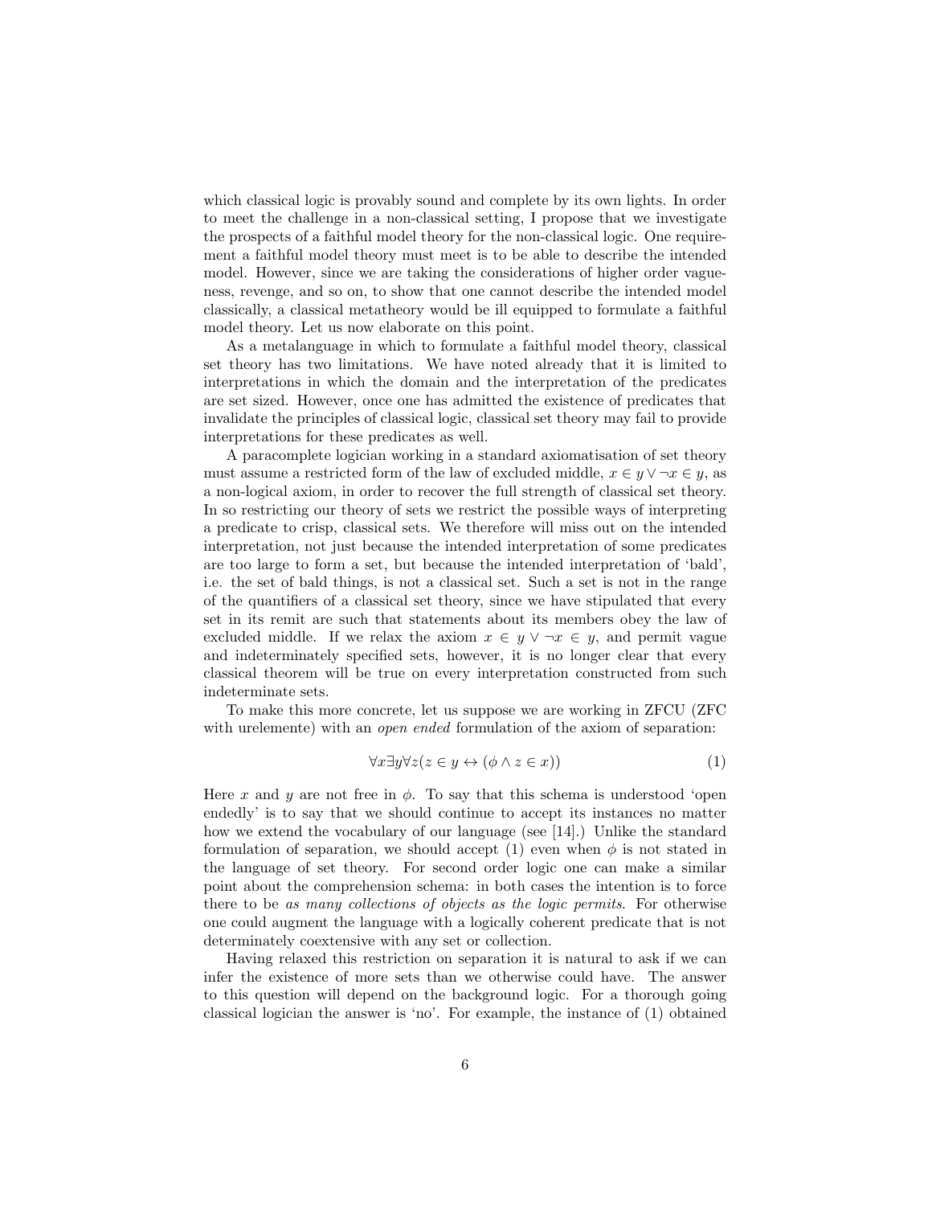which classical logic is provably sound and complete by its own lights. In order to meet the challenge in a non-classical setting, I propose that we investigate the prospects of a faithful model theory for the non-classical logic. One requirement a faithful model theory must meet is to be able to describe the intended model. However, since we are taking the considerations of higher order vagueness, revenge, and so on, to show that one cannot describe the intended model classically, a classical metatheory would be ill equipped to formulate a faithful model theory. Let us now elaborate on this point.

As a metalanguage in which to formulate a faithful model theory, classical set theory has two limitations. We have noted already that it is limited to interpretations in which the domain and the interpretation of the predicates are set sized. However, once one has admitted the existence of predicates that invalidate the principles of classical logic, classical set theory may fail to provide interpretations for these predicates as well.

A paracomplete logician working in a standard axiomatisation of set theory must assume a restricted form of the law of excluded middle, $x \in y \vee \neg x \in y$, as a non-logical axiom, in order to recover the full strength of classical set theory. In so restricting our theory of sets we restrict the possible ways of interpreting a predicate to crisp, classical sets. We therefore will miss out on the intended interpretation, not just because the intended interpretation of some predicates are too large to form a set, but because the intended interpretation of 'bald', i.e. the set of bald things, is not a classical set. Such a set is not in the range of the quantifiers of a classical set theory, since we have stipulated that every set in its remit are such that statements about its members obey the law of excluded middle. If we relax the axiom $x \in y \vee \neg x \in y$, and permit vague and indeterminately specified sets, however, it is no longer clear that every classical theorem will be true on every interpretation constructed from such indeterminate sets.

To make this more concrete, let us suppose we are working in ZFCU (ZFC with urelemente) with an *open ended* formulation of the axiom of separation:

$$\forall x \exists y \forall z (z \in y \leftrightarrow (\phi \wedge z \in x)) \tag{1}$$

Here $x$ and $y$ are not free in $\phi$. To say that this schema is understood 'open endedly' is to say that we should continue to accept its instances no matter how we extend the vocabulary of our language (see [14].) Unlike the standard formulation of separation, we should accept (1) even when $\phi$ is not stated in the language of set theory. For second order logic one can make a similar point about the comprehension schema: in both cases the intention is to force there to be *as many collections of objects as the logic permits*. For otherwise one could augment the language with a logically coherent predicate that is not determinately coextensive with any set or collection.

Having relaxed this restriction on separation it is natural to ask if we can infer the existence of more sets than we otherwise could have. The answer to this question will depend on the background logic. For a thorough going classical logician the answer is 'no'. For example, the instance of (1) obtained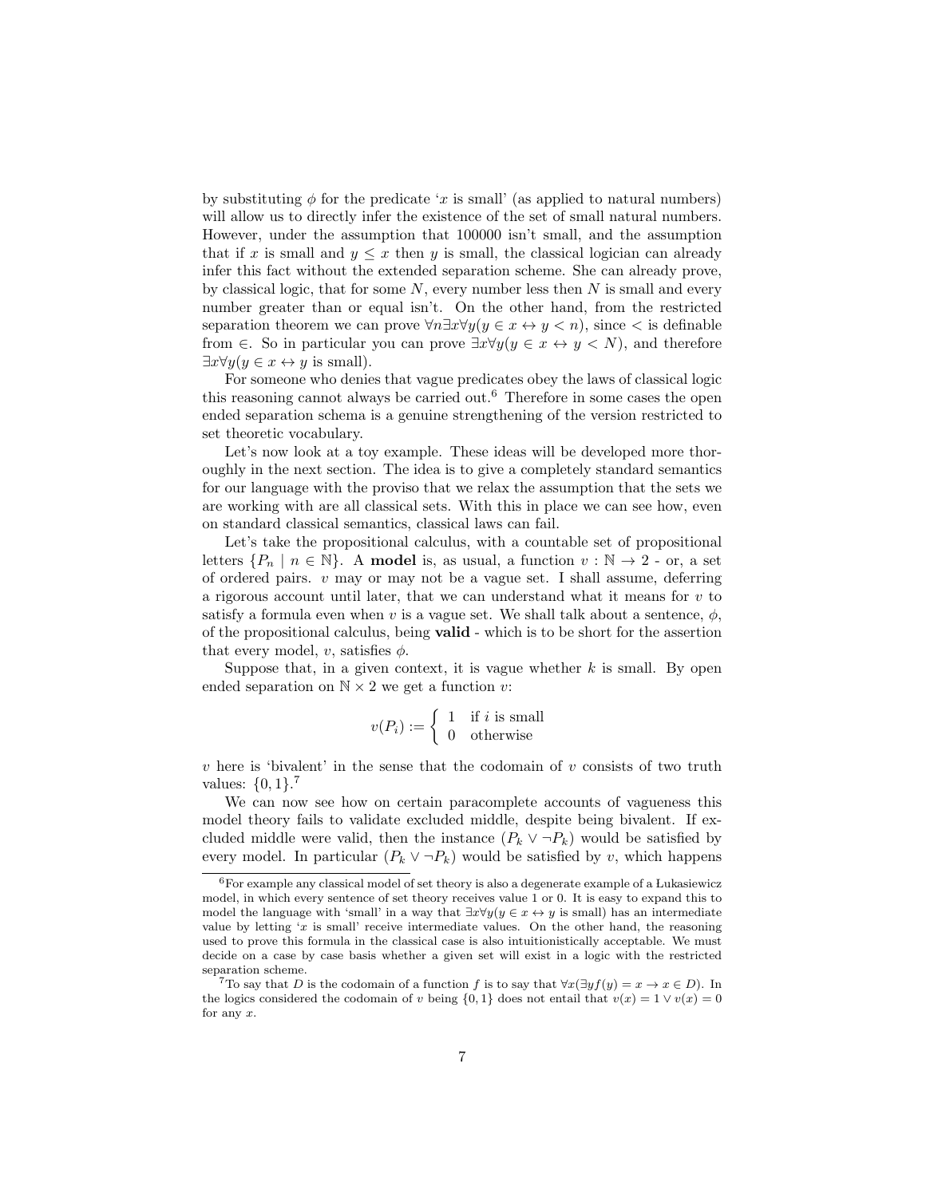by substituting $\phi$ for the predicate '$x$ is small' (as applied to natural numbers) will allow us to directly infer the existence of the set of small natural numbers. However, under the assumption that 100000 isn't small, and the assumption that if $x$ is small and $y \leq x$ then $y$ is small, the classical logician can already infer this fact without the extended separation scheme. She can already prove, by classical logic, that for some $N$, every number less then $N$ is small and every number greater than or equal isn't. On the other hand, from the restricted separation theorem we can prove $\forall n \exists x \forall y (y \in x \leftrightarrow y < n)$, since $<$ is definable from $\in$. So in particular you can prove $\exists x \forall y (y \in x \leftrightarrow y < N)$, and therefore $\exists x \forall y (y \in x \leftrightarrow y \text{ is small})$.

For someone who denies that vague predicates obey the laws of classical logic this reasoning cannot always be carried out.[6] Therefore in some cases the open ended separation schema is a genuine strengthening of the version restricted to set theoretic vocabulary.

Let's now look at a toy example. These ideas will be developed more thoroughly in the next section. The idea is to give a completely standard semantics for our language with the proviso that we relax the assumption that the sets we are working with are all classical sets. With this in place we can see how, even on standard classical semantics, classical laws can fail.

Let's take the propositional calculus, with a countable set of propositional letters $\{P_n \mid n \in \mathbb{N}\}$. A **model** is, as usual, a function $v : \mathbb{N} \to 2$ - or, a set of ordered pairs. $v$ may or may not be a vague set. I shall assume, deferring a rigorous account until later, that we can understand what it means for $v$ to satisfy a formula even when $v$ is a vague set. We shall talk about a sentence, $\phi$, of the propositional calculus, being **valid** - which is to be short for the assertion that every model, $v$, satisfies $\phi$.

Suppose that, in a given context, it is vague whether $k$ is small. By open ended separation on $\mathbb{N} \times 2$ we get a function $v$:

$$v(P_i) := \begin{cases} 1 & \text{if } i \text{ is small} \\ 0 & \text{otherwise} \end{cases}$$

$v$ here is 'bivalent' in the sense that the codomain of $v$ consists of two truth values: $\{0, 1\}$.[7]

We can now see how on certain paracomplete accounts of vagueness this model theory fails to validate excluded middle, despite being bivalent. If excluded middle were valid, then the instance $(P_k \vee \neg P_k)$ would be satisfied by every model. In particular $(P_k \vee \neg P_k)$ would be satisfied by $v$, which happens

---

[6] For example any classical model of set theory is also a degenerate example of a Łukasiewicz model, in which every sentence of set theory receives value 1 or 0. It is easy to expand this to model the language with 'small' in a way that $\exists x \forall y (y \in x \leftrightarrow y \text{ is small})$ has an intermediate value by letting '$x$ is small' receive intermediate values. On the other hand, the reasoning used to prove this formula in the classical case is also intuitionistically acceptable. We must decide on a case by case basis whether a given set will exist in a logic with the restricted separation scheme.

[7] To say that $D$ is the codomain of a function $f$ is to say that $\forall x (\exists y f(y) = x \to x \in D)$. In the logics considered the codomain of $v$ being $\{0, 1\}$ does not entail that $v(x) = 1 \vee v(x) = 0$ for any $x$.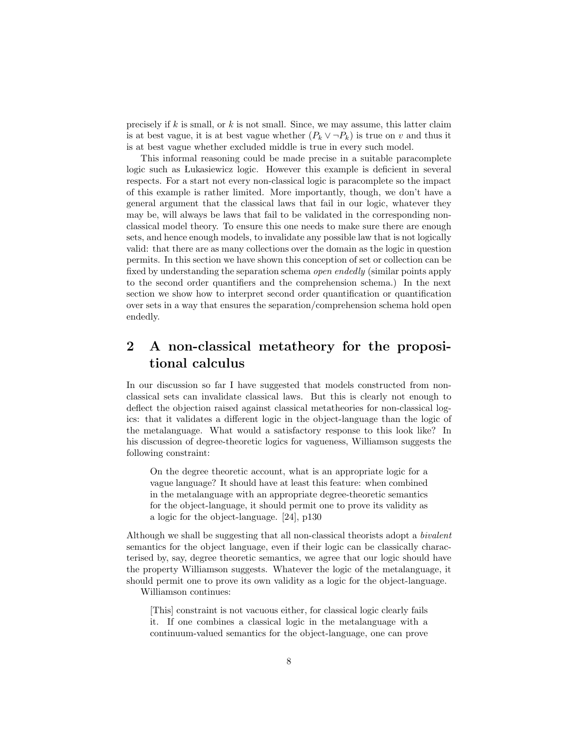precisely if $k$ is small, or $k$ is not small. Since, we may assume, this latter claim is at best vague, it is at best vague whether $(P_k \vee \neg P_k)$ is true on $v$ and thus it is at best vague whether excluded middle is true in every such model.

This informal reasoning could be made precise in a suitable paracomplete logic such as Łukasiewicz logic. However this example is deficient in several respects. For a start not every non-classical logic is paracomplete so the impact of this example is rather limited. More importantly, though, we don't have a general argument that the classical laws that fail in our logic, whatever they may be, will always be laws that fail to be validated in the corresponding non-classical model theory. To ensure this one needs to make sure there are enough sets, and hence enough models, to invalidate any possible law that is not logically valid: that there are as many collections over the domain as the logic in question permits. In this section we have shown this conception of set or collection can be fixed by understanding the separation schema *open endedly* (similar points apply to the second order quantifiers and the comprehension schema.) In the next section we show how to interpret second order quantification or quantification over sets in a way that ensures the separation/comprehension schema hold open endedly.

## 2 A non-classical metatheory for the propositional calculus

In our discussion so far I have suggested that models constructed from non-classical sets can invalidate classical laws. But this is clearly not enough to deflect the objection raised against classical metatheories for non-classical logics: that it validates a different logic in the object-language than the logic of the metalanguage. What would a satisfactory response to this look like? In his discussion of degree-theoretic logics for vagueness, Williamson suggests the following constraint:

> On the degree theoretic account, what is an appropriate logic for a vague language? It should have at least this feature: when combined in the metalanguage with an appropriate degree-theoretic semantics for the object-language, it should permit one to prove its validity as a logic for the object-language. [24], p130

Although we shall be suggesting that all non-classical theorists adopt a *bivalent* semantics for the object language, even if their logic can be classically characterised by, say, degree theoretic semantics, we agree that our logic should have the property Williamson suggests. Whatever the logic of the metalanguage, it should permit one to prove its own validity as a logic for the object-language.

Williamson continues:

> [This] constraint is not vacuous either, for classical logic clearly fails it. If one combines a classical logic in the metalanguage with a continuum-valued semantics for the object-language, one can prove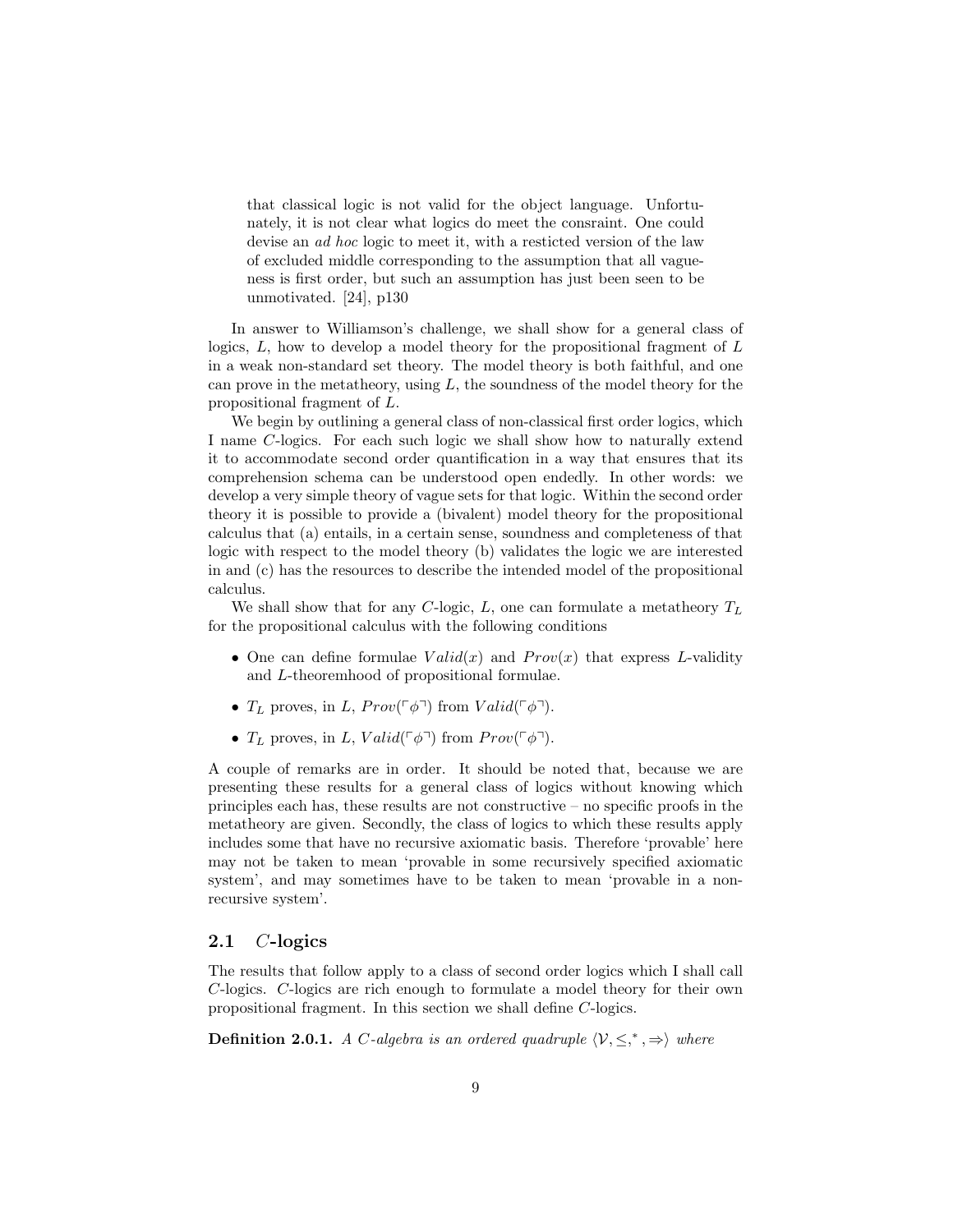> that classical logic is not valid for the object language. Unfortunately, it is not clear what logics do meet the consraint. One could devise an *ad hoc* logic to meet it, with a resticted version of the law of excluded middle corresponding to the assumption that all vagueness is first order, but such an assumption has just been seen to be unmotivated. [24], p130

In answer to Williamson's challenge, we shall show for a general class of logics, $L$, how to develop a model theory for the propositional fragment of $L$ in a weak non-standard set theory. The model theory is both faithful, and one can prove in the metatheory, using $L$, the soundness of the model theory for the propositional fragment of $L$.

We begin by outlining a general class of non-classical first order logics, which I name $C$-logics. For each such logic we shall show how to naturally extend it to accommodate second order quantification in a way that ensures that its comprehension schema can be understood open endedly. In other words: we develop a very simple theory of vague sets for that logic. Within the second order theory it is possible to provide a (bivalent) model theory for the propositional calculus that (a) entails, in a certain sense, soundness and completeness of that logic with respect to the model theory (b) validates the logic we are interested in and (c) has the resources to describe the intended model of the propositional calculus.

We shall show that for any $C$-logic, $L$, one can formulate a metatheory $T_L$ for the propositional calculus with the following conditions

- One can define formulae $Valid(x)$ and $Prov(x)$ that express $L$-validity and $L$-theoremhood of propositional formulae.
- $T_L$ proves, in $L$, $Prov(\ulcorner\phi\urcorner)$ from $Valid(\ulcorner\phi\urcorner)$.
- $T_L$ proves, in $L$, $Valid(\ulcorner\phi\urcorner)$ from $Prov(\ulcorner\phi\urcorner)$.

A couple of remarks are in order. It should be noted that, because we are presenting these results for a general class of logics without knowing which principles each has, these results are not constructive – no specific proofs in the metatheory are given. Secondly, the class of logics to which these results apply includes some that have no recursive axiomatic basis. Therefore 'provable' here may not be taken to mean 'provable in some recursively specified axiomatic system', and may sometimes have to be taken to mean 'provable in a non-recursive system'.

## 2.1 $C$-logics

The results that follow apply to a class of second order logics which I shall call $C$-logics. $C$-logics are rich enough to formulate a model theory for their own propositional fragment. In this section we shall define $C$-logics.

**Definition 2.0.1.** *A $C$-algebra is an ordered quadruple $\langle \mathcal{V}, \leq, ^*, \Rightarrow \rangle$ where*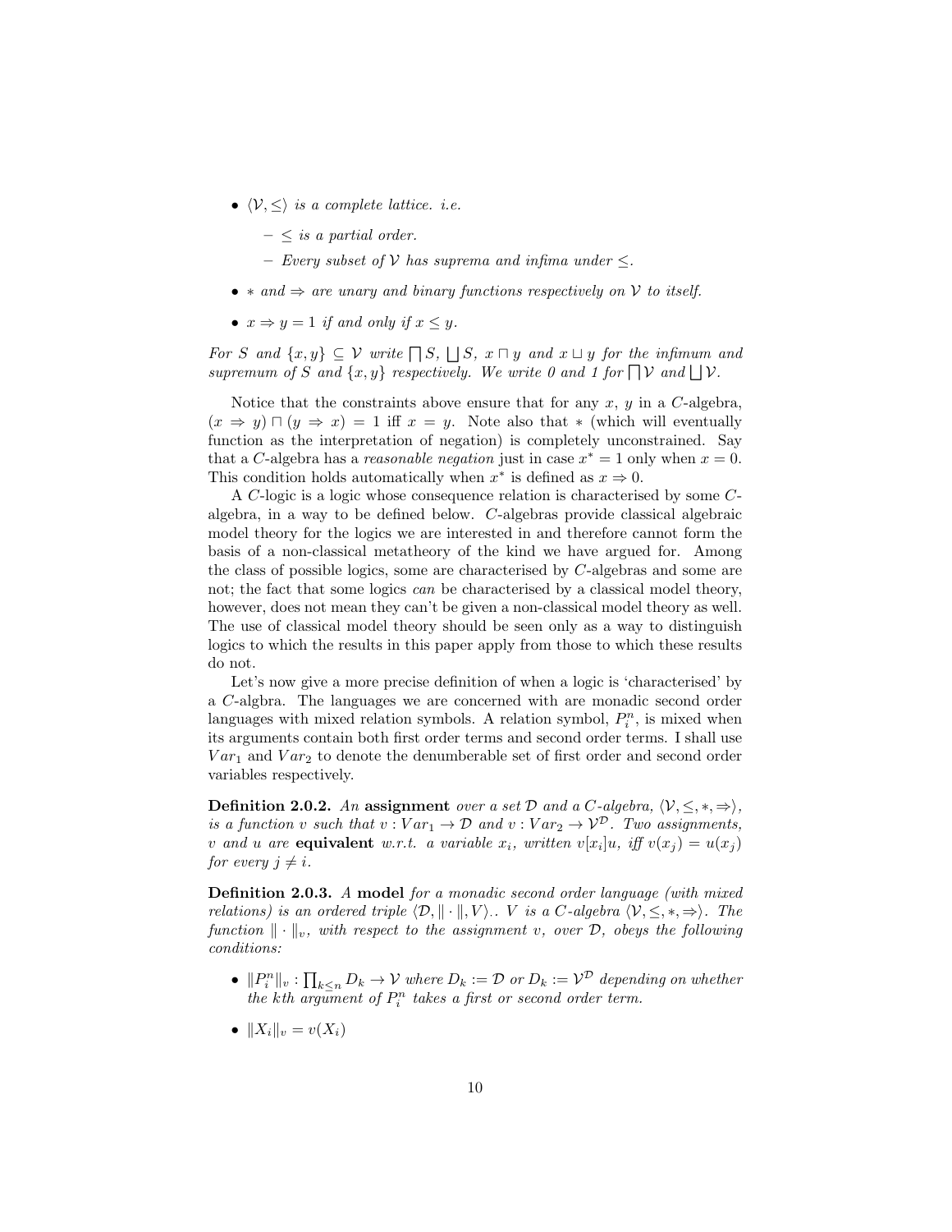- *$\langle \mathcal{V}, \leq \rangle$ is a complete lattice. i.e.*
  - *$\leq$ is a partial order.*
  - *Every subset of $\mathcal{V}$ has suprema and infima under $\leq$.*
- *$*$ and $\Rightarrow$ are unary and binary functions respectively on $\mathcal{V}$ to itself.*
- *$x \Rightarrow y = 1$ if and only if $x \leq y$.*

*For $S$ and $\{x, y\} \subseteq \mathcal{V}$ write $\bigsqcap S$, $\bigsqcup S$, $x \sqcap y$ and $x \sqcup y$ for the infimum and supremum of $S$ and $\{x, y\}$ respectively. We write 0 and 1 for $\bigsqcap \mathcal{V}$ and $\bigsqcup \mathcal{V}$.*

Notice that the constraints above ensure that for any $x$, $y$ in a $C$-algebra, $(x \Rightarrow y) \sqcap (y \Rightarrow x) = 1$ iff $x = y$. Note also that $*$ (which will eventually function as the interpretation of negation) is completely unconstrained. Say that a $C$-algebra has a *reasonable negation* just in case $x^* = 1$ only when $x = 0$. This condition holds automatically when $x^*$ is defined as $x \Rightarrow 0$.

A $C$-logic is a logic whose consequence relation is characterised by some $C$-algebra, in a way to be defined below. $C$-algebras provide classical algebraic model theory for the logics we are interested in and therefore cannot form the basis of a non-classical metatheory of the kind we have argued for. Among the class of possible logics, some are characterised by $C$-algebras and some are not; the fact that some logics *can* be characterised by a classical model theory, however, does not mean they can't be given a non-classical model theory as well. The use of classical model theory should be seen only as a way to distinguish logics to which the results in this paper apply from those to which these results do not.

Let's now give a more precise definition of when a logic is 'characterised' by a $C$-algbra. The languages we are concerned with are monadic second order languages with mixed relation symbols. A relation symbol, $P_i^n$, is mixed when its arguments contain both first order terms and second order terms. I shall use $Var_1$ and $Var_2$ to denote the denumberable set of first order and second order variables respectively.

**Definition 2.0.2.** *An* **assignment** *over a set $\mathcal{D}$ and a $C$-algebra, $\langle \mathcal{V}, \leq, *, \Rightarrow \rangle$, is a function $v$ such that $v : Var_1 \to \mathcal{D}$ and $v : Var_2 \to \mathcal{V}^{\mathcal{D}}$. Two assignments, $v$ and $u$ are* **equivalent** *w.r.t. a variable $x_i$, written $v[x_i]u$, iff $v(x_j) = u(x_j)$ for every $j \neq i$.*

**Definition 2.0.3.** *A* **model** *for a monadic second order language (with mixed relations) is an ordered triple $\langle \mathcal{D}, \| \cdot \|, V \rangle$.. $V$ is a $C$-algebra $\langle \mathcal{V}, \leq, *, \Rightarrow \rangle$. The function $\| \cdot \|_v$, with respect to the assignment $v$, over $\mathcal{D}$, obeys the following conditions:*

- *$\|P_i^n\|_v : \prod_{k \leq n} D_k \to \mathcal{V}$ where $D_k := \mathcal{D}$ or $D_k := \mathcal{V}^{\mathcal{D}}$ depending on whether the $k$th argument of $P_i^n$ takes a first or second order term.*
- *$\|X_i\|_v = v(X_i)$*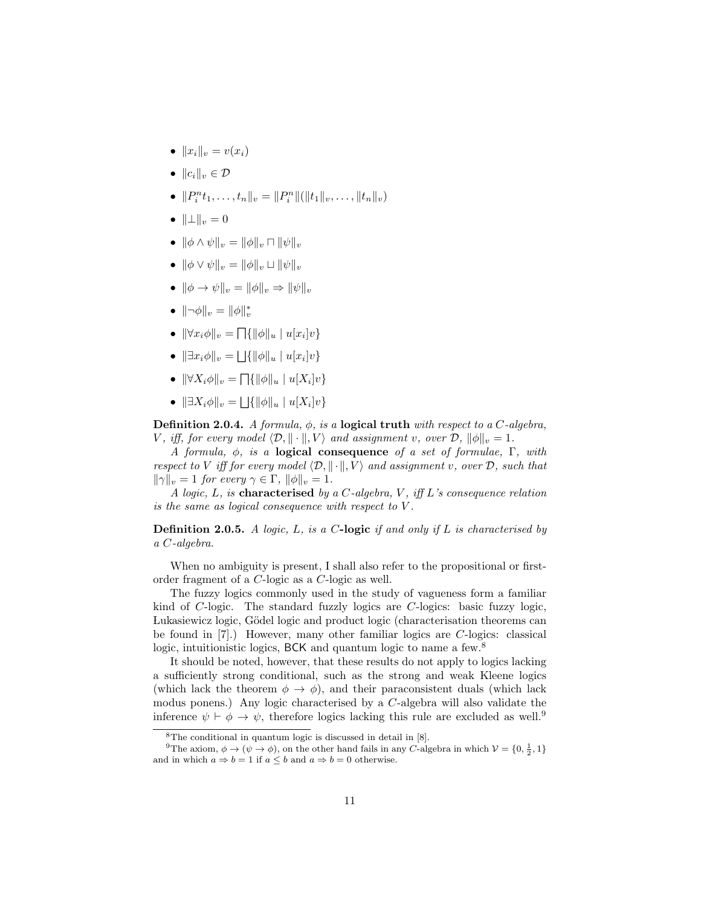- $\|x_i\|_v = v(x_i)$
- $\|c_i\|_v \in \mathcal{D}$
- $\|P_i^n t_1, \ldots, t_n\|_v = \|P_i^n\|(\|t_1\|_v, \ldots, \|t_n\|_v)$
- $\|\bot\|_v = 0$
- $\|\phi \wedge \psi\|_v = \|\phi\|_v \sqcap \|\psi\|_v$
- $\|\phi \vee \psi\|_v = \|\phi\|_v \sqcup \|\psi\|_v$
- $\|\phi \to \psi\|_v = \|\phi\|_v \Rightarrow \|\psi\|_v$
- $\|\neg\phi\|_v = \|\phi\|_v^*$
- $\|\forall x_i \phi\|_v = \bigsqcap\{\|\phi\|_u \mid u[x_i]v\}$
- $\|\exists x_i \phi\|_v = \bigsqcup\{\|\phi\|_u \mid u[x_i]v\}$
- $\|\forall X_i \phi\|_v = \bigsqcap\{\|\phi\|_u \mid u[X_i]v\}$
- $\|\exists X_i \phi\|_v = \bigsqcup\{\|\phi\|_u \mid u[X_i]v\}$

**Definition 2.0.4.** *A formula, $\phi$, is a* **logical truth** *with respect to a $C$-algebra, $V$, iff, for every model $\langle \mathcal{D}, \|\cdot\|, V\rangle$ and assignment $v$, over $\mathcal{D}$, $\|\phi\|_v = 1$.*

*A formula, $\phi$, is a* **logical consequence** *of a set of formulae, $\Gamma$, with respect to $V$ iff for every model $\langle \mathcal{D}, \|\cdot\|, V\rangle$ and assignment $v$, over $\mathcal{D}$, such that $\|\gamma\|_v = 1$ for every $\gamma \in \Gamma$, $\|\phi\|_v = 1$.*

*A logic, $L$, is* **characterised** *by a $C$-algebra, $V$, iff $L$'s consequence relation is the same as logical consequence with respect to $V$.*

**Definition 2.0.5.** *A logic, $L$, is a $C$-***logic** *if and only if $L$ is characterised by a $C$-algebra.*

When no ambiguity is present, I shall also refer to the propositional or first-order fragment of a $C$-logic as a $C$-logic as well.

The fuzzy logics commonly used in the study of vagueness form a familiar kind of $C$-logic. The standard fuzzly logics are $C$-logics: basic fuzzy logic, Łukasiewicz logic, Gödel logic and product logic (characterisation theorems can be found in [7].) However, many other familiar logics are $C$-logics: classical logic, intuitionistic logics, BCK and quantum logic to name a few.[8]

It should be noted, however, that these results do not apply to logics lacking a sufficiently strong conditional, such as the strong and weak Kleene logics (which lack the theorem $\phi \to \phi$), and their paraconsistent duals (which lack modus ponens.) Any logic characterised by a $C$-algebra will also validate the inference $\psi \vdash \phi \to \psi$, therefore logics lacking this rule are excluded as well.[9]

[8] The conditional in quantum logic is discussed in detail in [8].

[9] The axiom, $\phi \to (\psi \to \phi)$, on the other hand fails in any $C$-algebra in which $\mathcal{V} = \{0, \frac{1}{2}, 1\}$ and in which $a \Rightarrow b = 1$ if $a \leq b$ and $a \Rightarrow b = 0$ otherwise.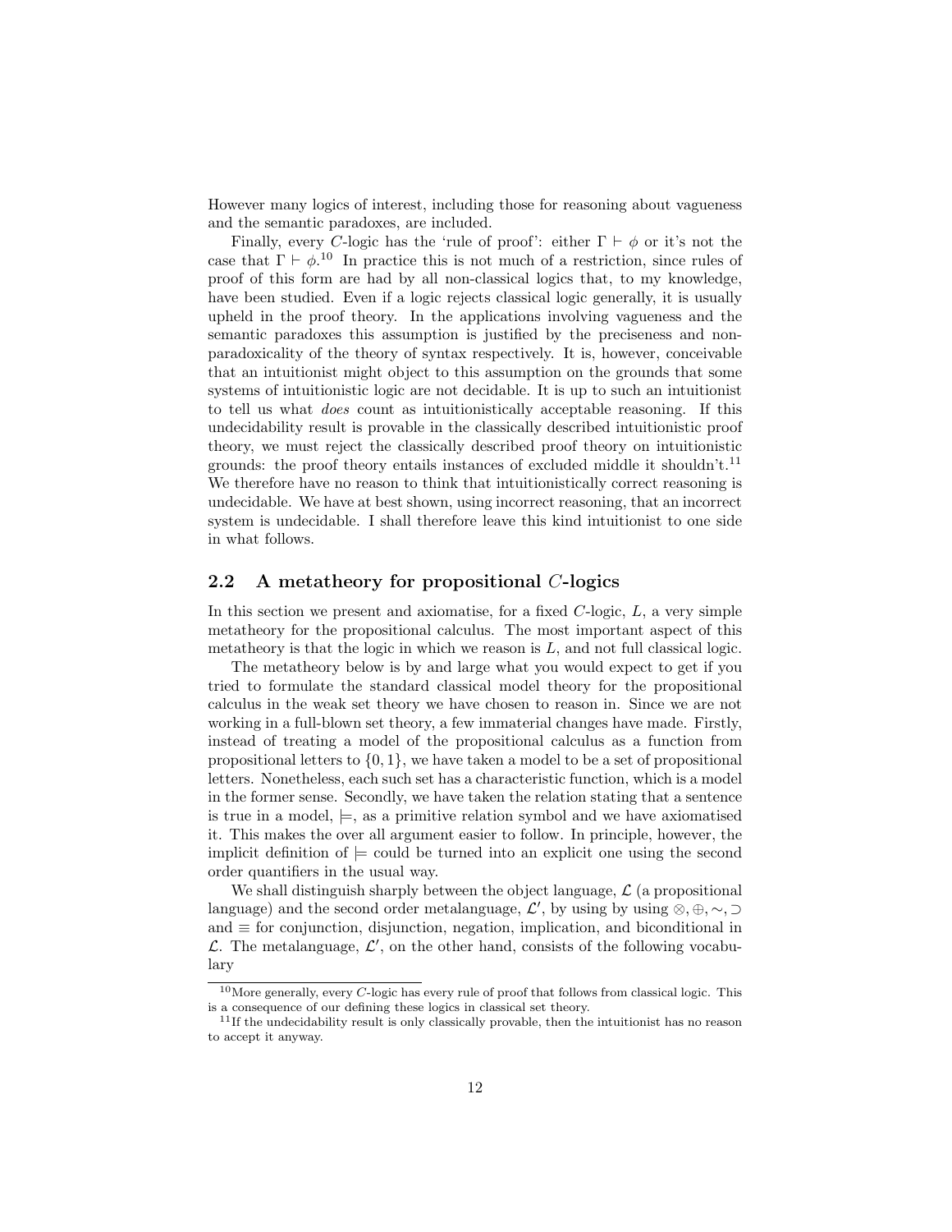However many logics of interest, including those for reasoning about vagueness and the semantic paradoxes, are included.

Finally, every $C$-logic has the 'rule of proof': either $\Gamma \vdash \phi$ or it's not the case that $\Gamma \vdash \phi$.[10] In practice this is not much of a restriction, since rules of proof of this form are had by all non-classical logics that, to my knowledge, have been studied. Even if a logic rejects classical logic generally, it is usually upheld in the proof theory. In the applications involving vagueness and the semantic paradoxes this assumption is justified by the preciseness and non-paradoxicality of the theory of syntax respectively. It is, however, conceivable that an intuitionist might object to this assumption on the grounds that some systems of intuitionistic logic are not decidable. It is up to such an intuitionist to tell us what *does* count as intuitionistically acceptable reasoning. If this undecidability result is provable in the classically described intuitionistic proof theory, we must reject the classically described proof theory on intuitionistic grounds: the proof theory entails instances of excluded middle it shouldn't.[11] We therefore have no reason to think that intuitionistically correct reasoning is undecidable. We have at best shown, using incorrect reasoning, that an incorrect system is undecidable. I shall therefore leave this kind intuitionist to one side in what follows.

## 2.2 A metatheory for propositional $C$-logics

In this section we present and axiomatise, for a fixed $C$-logic, $L$, a very simple metatheory for the propositional calculus. The most important aspect of this metatheory is that the logic in which we reason is $L$, and not full classical logic.

The metatheory below is by and large what you would expect to get if you tried to formulate the standard classical model theory for the propositional calculus in the weak set theory we have chosen to reason in. Since we are not working in a full-blown set theory, a few immaterial changes have made. Firstly, instead of treating a model of the propositional calculus as a function from propositional letters to $\{0, 1\}$, we have taken a model to be a set of propositional letters. Nonetheless, each such set has a characteristic function, which is a model in the former sense. Secondly, we have taken the relation stating that a sentence is true in a model, $\models$, as a primitive relation symbol and we have axiomatised it. This makes the over all argument easier to follow. In principle, however, the implicit definition of $\models$ could be turned into an explicit one using the second order quantifiers in the usual way.

We shall distinguish sharply between the object language, $\mathcal{L}$ (a propositional language) and the second order metalanguage, $\mathcal{L}'$, by using by using $\otimes, \oplus, \sim, \supset$ and $\equiv$ for conjunction, disjunction, negation, implication, and biconditional in $\mathcal{L}$. The metalanguage, $\mathcal{L}'$, on the other hand, consists of the following vocabulary

---

[10] More generally, every $C$-logic has every rule of proof that follows from classical logic. This is a consequence of our defining these logics in classical set theory.

[11] If the undecidability result is only classically provable, then the intuitionist has no reason to accept it anyway.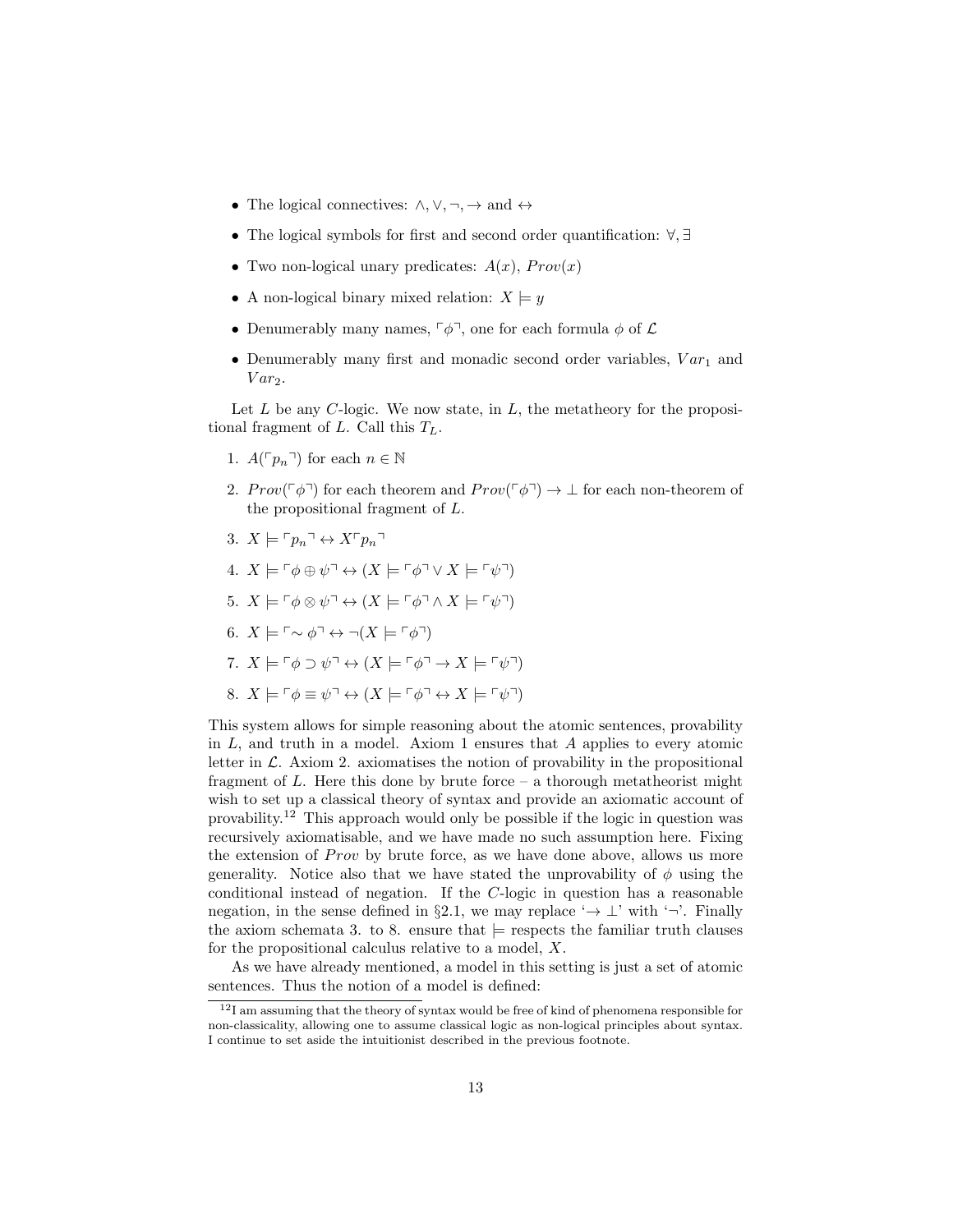- The logical connectives: $\wedge, \vee, \neg, \rightarrow$ and $\leftrightarrow$
- The logical symbols for first and second order quantification: $\forall, \exists$
- Two non-logical unary predicates: $A(x)$, $Prov(x)$
- A non-logical binary mixed relation: $X \models y$
- Denumerably many names, $\ulcorner\phi\urcorner$, one for each formula $\phi$ of $\mathcal{L}$
- Denumerably many first and monadic second order variables, $Var_1$ and $Var_2$.

Let $L$ be any $C$-logic. We now state, in $L$, the metatheory for the propositional fragment of $L$. Call this $T_L$.

1. $A(\ulcorner p_n \urcorner)$ for each $n \in \mathbb{N}$
2. $Prov(\ulcorner\phi\urcorner)$ for each theorem and $Prov(\ulcorner\phi\urcorner) \rightarrow \bot$ for each non-theorem of the propositional fragment of $L$.
3. $X \models \ulcorner p_n \urcorner \leftrightarrow X\ulcorner p_n \urcorner$
4. $X \models \ulcorner\phi \oplus \psi\urcorner \leftrightarrow (X \models \ulcorner\phi\urcorner \vee X \models \ulcorner\psi\urcorner)$
5. $X \models \ulcorner\phi \otimes \psi\urcorner \leftrightarrow (X \models \ulcorner\phi\urcorner \wedge X \models \ulcorner\psi\urcorner)$
6. $X \models \ulcorner{\sim}\, \phi\urcorner \leftrightarrow \neg(X \models \ulcorner\phi\urcorner)$
7. $X \models \ulcorner\phi \supset \psi\urcorner \leftrightarrow (X \models \ulcorner\phi\urcorner \rightarrow X \models \ulcorner\psi\urcorner)$
8. $X \models \ulcorner\phi \equiv \psi\urcorner \leftrightarrow (X \models \ulcorner\phi\urcorner \leftrightarrow X \models \ulcorner\psi\urcorner)$

This system allows for simple reasoning about the atomic sentences, provability in $L$, and truth in a model. Axiom 1 ensures that $A$ applies to every atomic letter in $\mathcal{L}$. Axiom 2. axiomatises the notion of provability in the propositional fragment of $L$. Here this done by brute force – a thorough metatheorist might wish to set up a classical theory of syntax and provide an axiomatic account of provability.[12] This approach would only be possible if the logic in question was recursively axiomatisable, and we have made no such assumption here. Fixing the extension of $Prov$ by brute force, as we have done above, allows us more generality. Notice also that we have stated the unprovability of $\phi$ using the conditional instead of negation. If the $C$-logic in question has a reasonable negation, in the sense defined in §2.1, we may replace '$\rightarrow \bot$' with '$\neg$'. Finally the axiom schemata 3. to 8. ensure that $\models$ respects the familiar truth clauses for the propositional calculus relative to a model, $X$.

As we have already mentioned, a model in this setting is just a set of atomic sentences. Thus the notion of a model is defined:

[12] I am assuming that the theory of syntax would be free of kind of phenomena responsible for non-classicality, allowing one to assume classical logic as non-logical principles about syntax. I continue to set aside the intuitionist described in the previous footnote.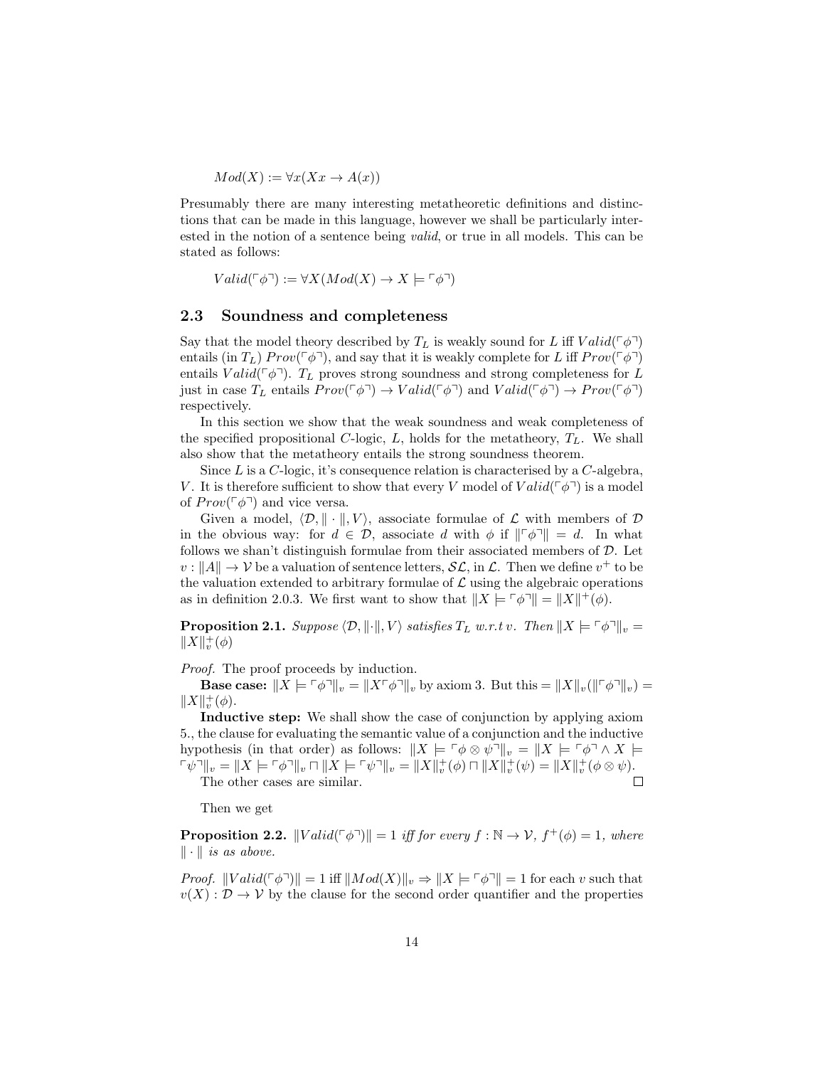$$Mod(X) := \forall x(Xx \to A(x))$$

Presumably there are many interesting metatheoretic definitions and distinctions that can be made in this language, however we shall be particularly interested in the notion of a sentence being *valid*, or true in all models. This can be stated as follows:

$$Valid(\ulcorner\phi\urcorner) := \forall X(Mod(X) \to X \models \ulcorner\phi\urcorner)$$

## 2.3 Soundness and completeness

Say that the model theory described by $T_L$ is weakly sound for $L$ iff $Valid(\ulcorner\phi\urcorner)$ entails (in $T_L$) $Prov(\ulcorner\phi\urcorner)$, and say that it is weakly complete for $L$ iff $Prov(\ulcorner\phi\urcorner)$ entails $Valid(\ulcorner\phi\urcorner)$. $T_L$ proves strong soundness and strong completeness for $L$ just in case $T_L$ entails $Prov(\ulcorner\phi\urcorner) \to Valid(\ulcorner\phi\urcorner)$ and $Valid(\ulcorner\phi\urcorner) \to Prov(\ulcorner\phi\urcorner)$ respectively.

In this section we show that the weak soundness and weak completeness of the specified propositional $C$-logic, $L$, holds for the metatheory, $T_L$. We shall also show that the metatheory entails the strong soundness theorem.

Since $L$ is a $C$-logic, it's consequence relation is characterised by a $C$-algebra, $V$. It is therefore sufficient to show that every $V$ model of $Valid(\ulcorner\phi\urcorner)$ is a model of $Prov(\ulcorner\phi\urcorner)$ and vice versa.

Given a model, $\langle \mathcal{D}, \|\cdot\|, V\rangle$, associate formulae of $\mathcal{L}$ with members of $\mathcal{D}$ in the obvious way: for $d \in \mathcal{D}$, associate $d$ with $\phi$ if $\|\ulcorner\phi\urcorner\| = d$. In what follows we shan't distinguish formulae from their associated members of $\mathcal{D}$. Let $v : \|A\| \to \mathcal{V}$ be a valuation of sentence letters, $\mathcal{SL}$, in $\mathcal{L}$. Then we define $v^+$ to be the valuation extended to arbitrary formulae of $\mathcal{L}$ using the algebraic operations as in definition 2.0.3. We first want to show that $\|X \models \ulcorner\phi\urcorner\| = \|X\|^+(\phi)$.

**Proposition 2.1.** *Suppose $\langle \mathcal{D}, \|\cdot\|, V\rangle$ satisfies $T_L$ w.r.t $v$. Then $\|X \models \ulcorner\phi\urcorner\|_v = \|X\|^+_v(\phi)$*

*Proof.* The proof proceeds by induction.

**Base case:** $\|X \models \ulcorner\phi\urcorner\|_v = \|X\ulcorner\phi\urcorner\|_v$ by axiom 3. But this $= \|X\|_v(\|\ulcorner\phi\urcorner\|_v) = \|X\|^+_v(\phi)$.

**Inductive step:** We shall show the case of conjunction by applying axiom 5., the clause for evaluating the semantic value of a conjunction and the inductive hypothesis (in that order) as follows: $\|X \models \ulcorner\phi \otimes \psi\urcorner\|_v = \|X \models \ulcorner\phi\urcorner \wedge X \models \ulcorner\psi\urcorner\|_v = \|X \models \ulcorner\phi\urcorner\|_v \sqcap \|X \models \ulcorner\psi\urcorner\|_v = \|X\|^+_v(\phi) \sqcap \|X\|^+_v(\psi) = \|X\|^+_v(\phi \otimes \psi)$.

The other cases are similar. ∎

Then we get

**Proposition 2.2.** *$\|Valid(\ulcorner\phi\urcorner)\| = 1$ iff for every $f : \mathbb{N} \to \mathcal{V}$, $f^+(\phi) = 1$, where $\|\cdot\|$ is as above.*

*Proof.* $\|Valid(\ulcorner\phi\urcorner)\| = 1$ iff $\|Mod(X)\|_v \Rightarrow \|X \models \ulcorner\phi\urcorner\| = 1$ for each $v$ such that $v(X) : \mathcal{D} \to \mathcal{V}$ by the clause for the second order quantifier and the properties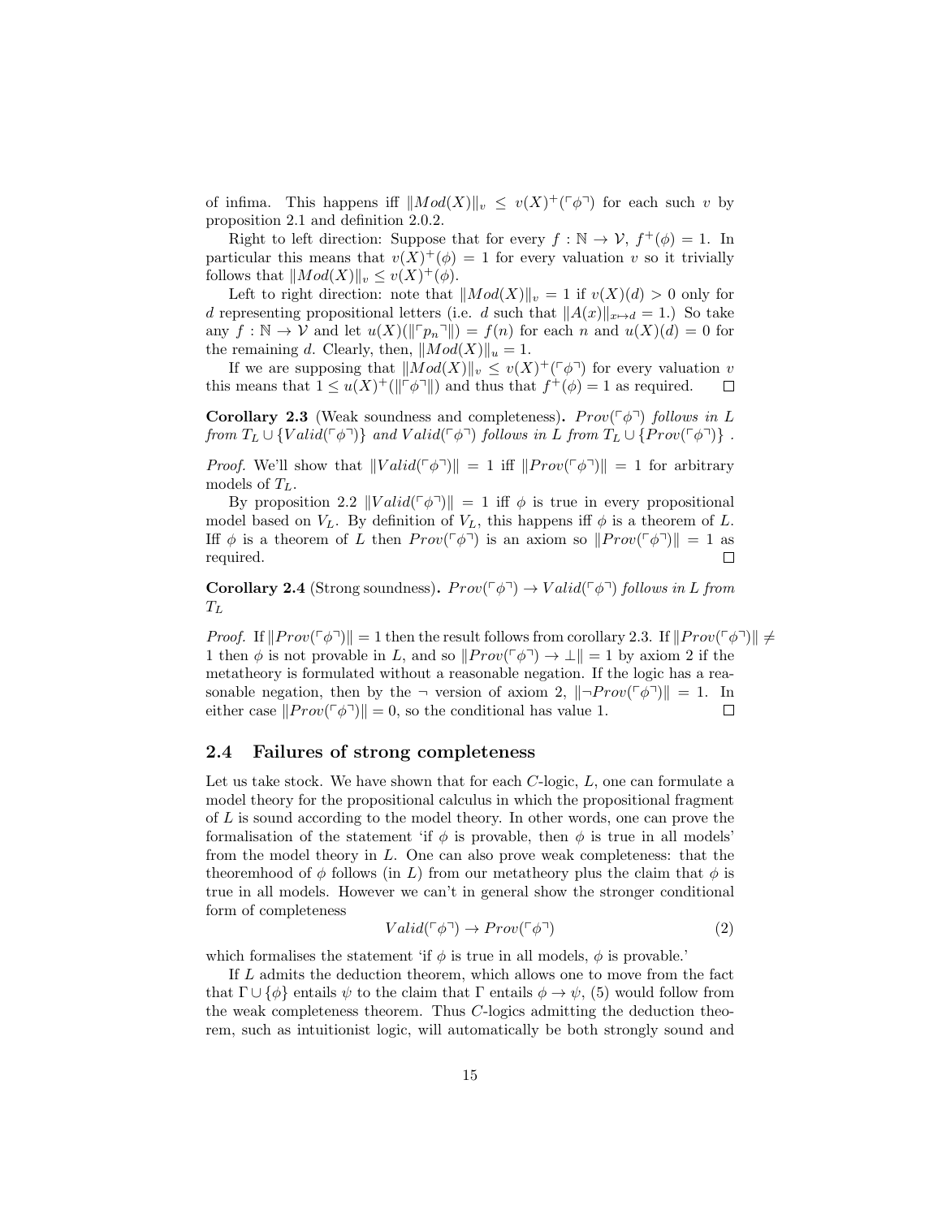of infima. This happens iff $\|Mod(X)\|_v \leq v(X)^+(\ulcorner\phi\urcorner)$ for each such $v$ by proposition 2.1 and definition 2.0.2.

Right to left direction: Suppose that for every $f : \mathbb{N} \to \mathcal{V}$, $f^+(\phi) = 1$. In particular this means that $v(X)^+(\phi) = 1$ for every valuation $v$ so it trivially follows that $\|Mod(X)\|_v \leq v(X)^+(\phi)$.

Left to right direction: note that $\|Mod(X)\|_v = 1$ if $v(X)(d) > 0$ only for $d$ representing propositional letters (i.e. $d$ such that $\|A(x)\|_{x \mapsto d} = 1$.) So take any $f : \mathbb{N} \to \mathcal{V}$ and let $u(X)(\|\ulcorner p_n \urcorner\|) = f(n)$ for each $n$ and $u(X)(d) = 0$ for the remaining $d$. Clearly, then, $\|Mod(X)\|_u = 1$.

If we are supposing that $\|Mod(X)\|_v \leq v(X)^+(\ulcorner\phi\urcorner)$ for every valuation $v$ this means that $1 \leq u(X)^+(\|\ulcorner\phi\urcorner\|)$ and thus that $f^+(\phi) = 1$ as required. □

**Corollary 2.3** (Weak soundness and completeness)**.** *$Prov(\ulcorner\phi\urcorner)$ follows in $L$ from $T_L \cup \{Valid(\ulcorner\phi\urcorner)\}$ and $Valid(\ulcorner\phi\urcorner)$ follows in $L$ from $T_L \cup \{Prov(\ulcorner\phi\urcorner)\}$ .*

*Proof.* We'll show that $\|Valid(\ulcorner\phi\urcorner)\| = 1$ iff $\|Prov(\ulcorner\phi\urcorner)\| = 1$ for arbitrary models of $T_L$.

By proposition 2.2 $\|Valid(\ulcorner\phi\urcorner)\| = 1$ iff $\phi$ is true in every propositional model based on $V_L$. By definition of $V_L$, this happens iff $\phi$ is a theorem of $L$. Iff $\phi$ is a theorem of $L$ then $Prov(\ulcorner\phi\urcorner)$ is an axiom so $\|Prov(\ulcorner\phi\urcorner)\| = 1$ as required. □

**Corollary 2.4** (Strong soundness)**.** *$Prov(\ulcorner\phi\urcorner) \to Valid(\ulcorner\phi\urcorner)$ follows in $L$ from $T_L$*

*Proof.* If $\|Prov(\ulcorner\phi\urcorner)\| = 1$ then the result follows from corollary 2.3. If $\|Prov(\ulcorner\phi\urcorner)\| \neq 1$ then $\phi$ is not provable in $L$, and so $\|Prov(\ulcorner\phi\urcorner) \to \bot\| = 1$ by axiom 2 if the metatheory is formulated without a reasonable negation. If the logic has a reasonable negation, then by the $\neg$ version of axiom 2, $\|\neg Prov(\ulcorner\phi\urcorner)\| = 1$. In either case $\|Prov(\ulcorner\phi\urcorner)\| = 0$, so the conditional has value 1. □

## 2.4 Failures of strong completeness

Let us take stock. We have shown that for each $C$-logic, $L$, one can formulate a model theory for the propositional calculus in which the propositional fragment of $L$ is sound according to the model theory. In other words, one can prove the formalisation of the statement 'if $\phi$ is provable, then $\phi$ is true in all models' from the model theory in $L$. One can also prove weak completeness: that the theoremhood of $\phi$ follows (in $L$) from our metatheory plus the claim that $\phi$ is true in all models. However we can't in general show the stronger conditional form of completeness

$$Valid(\ulcorner\phi\urcorner) \to Prov(\ulcorner\phi\urcorner) \tag{2}$$

which formalises the statement 'if $\phi$ is true in all models, $\phi$ is provable.'

If $L$ admits the deduction theorem, which allows one to move from the fact that $\Gamma \cup \{\phi\}$ entails $\psi$ to the claim that $\Gamma$ entails $\phi \to \psi$, (5) would follow from the weak completeness theorem. Thus $C$-logics admitting the deduction theorem, such as intuitionist logic, will automatically be both strongly sound and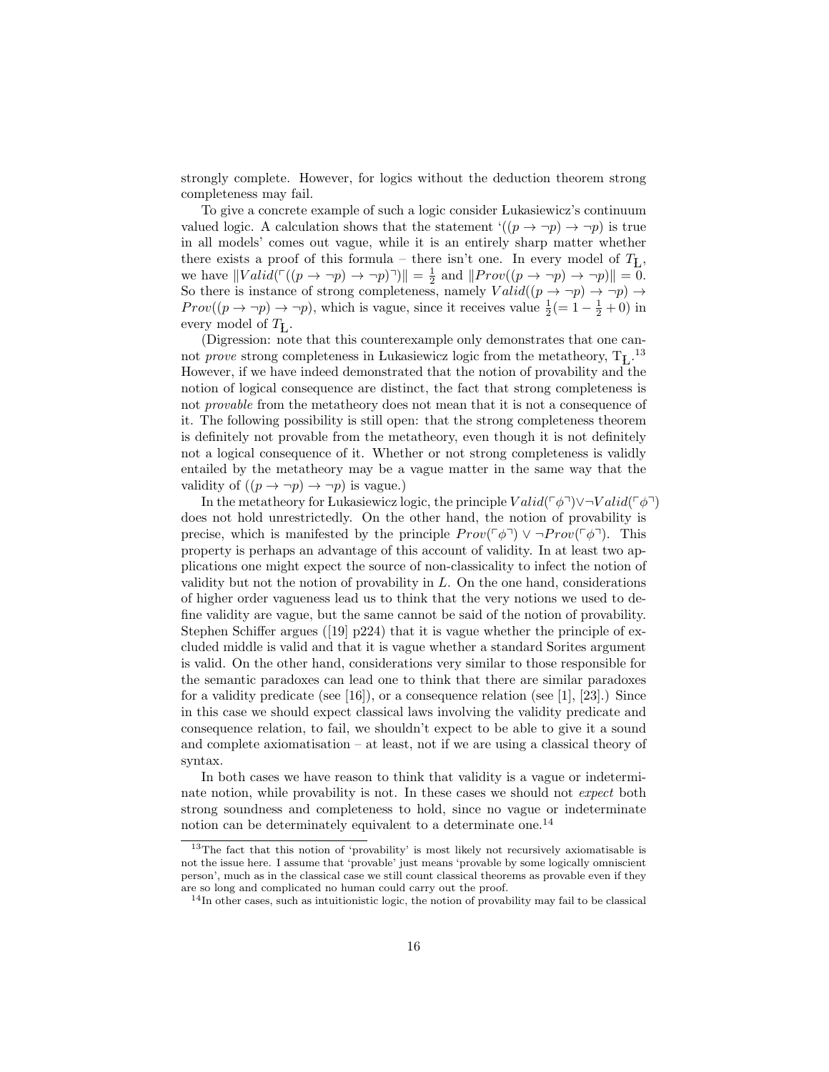strongly complete. However, for logics without the deduction theorem strong completeness may fail.

To give a concrete example of such a logic consider Łukasiewicz's continuum valued logic. A calculation shows that the statement '$((p \rightarrow \neg p) \rightarrow \neg p)$ is true in all models' comes out vague, while it is an entirely sharp matter whether there exists a proof of this formula – there isn't one. In every model of $T_{\text{Ł}}$, we have $\|Valid(\ulcorner((p \rightarrow \neg p) \rightarrow \neg p)\urcorner)\| = \frac{1}{2}$ and $\|Prov((p \rightarrow \neg p) \rightarrow \neg p)\| = 0$. So there is instance of strong completeness, namely $Valid((p \rightarrow \neg p) \rightarrow \neg p) \rightarrow Prov((p \rightarrow \neg p) \rightarrow \neg p)$, which is vague, since it receives value $\frac{1}{2}(= 1 - \frac{1}{2} + 0)$ in every model of $T_{\text{Ł}}$.

(Digression: note that this counterexample only demonstrates that one cannot *prove* strong completeness in Łukasiewicz logic from the metatheory, $\text{T}_{\text{Ł}}$.[13] However, if we have indeed demonstrated that the notion of provability and the notion of logical consequence are distinct, the fact that strong completeness is not *provable* from the metatheory does not mean that it is not a consequence of it. The following possibility is still open: that the strong completeness theorem is definitely not provable from the metatheory, even though it is not definitely not a logical consequence of it. Whether or not strong completeness is validly entailed by the metatheory may be a vague matter in the same way that the validity of $((p \rightarrow \neg p) \rightarrow \neg p)$ is vague.)

In the metatheory for Łukasiewicz logic, the principle $Valid(\ulcorner\phi\urcorner) \vee \neg Valid(\ulcorner\phi\urcorner)$ does not hold unrestrictedly. On the other hand, the notion of provability is precise, which is manifested by the principle $Prov(\ulcorner\phi\urcorner) \vee \neg Prov(\ulcorner\phi\urcorner)$. This property is perhaps an advantage of this account of validity. In at least two applications one might expect the source of non-classicality to infect the notion of validity but not the notion of provability in $L$. On the one hand, considerations of higher order vagueness lead us to think that the very notions we used to define validity are vague, but the same cannot be said of the notion of provability. Stephen Schiffer argues ([19] p224) that it is vague whether the principle of excluded middle is valid and that it is vague whether a standard Sorites argument is valid. On the other hand, considerations very similar to those responsible for the semantic paradoxes can lead one to think that there are similar paradoxes for a validity predicate (see [16]), or a consequence relation (see [1], [23].) Since in this case we should expect classical laws involving the validity predicate and consequence relation, to fail, we shouldn't expect to be able to give it a sound and complete axiomatisation – at least, not if we are using a classical theory of syntax.

In both cases we have reason to think that validity is a vague or indeterminate notion, while provability is not. In these cases we should not *expect* both strong soundness and completeness to hold, since no vague or indeterminate notion can be determinately equivalent to a determinate one.[14]

---

[13] The fact that this notion of 'provability' is most likely not recursively axiomatisable is not the issue here. I assume that 'provable' just means 'provable by some logically omniscient person', much as in the classical case we still count classical theorems as provable even if they are so long and complicated no human could carry out the proof.

[14] In other cases, such as intuitionistic logic, the notion of provability may fail to be classical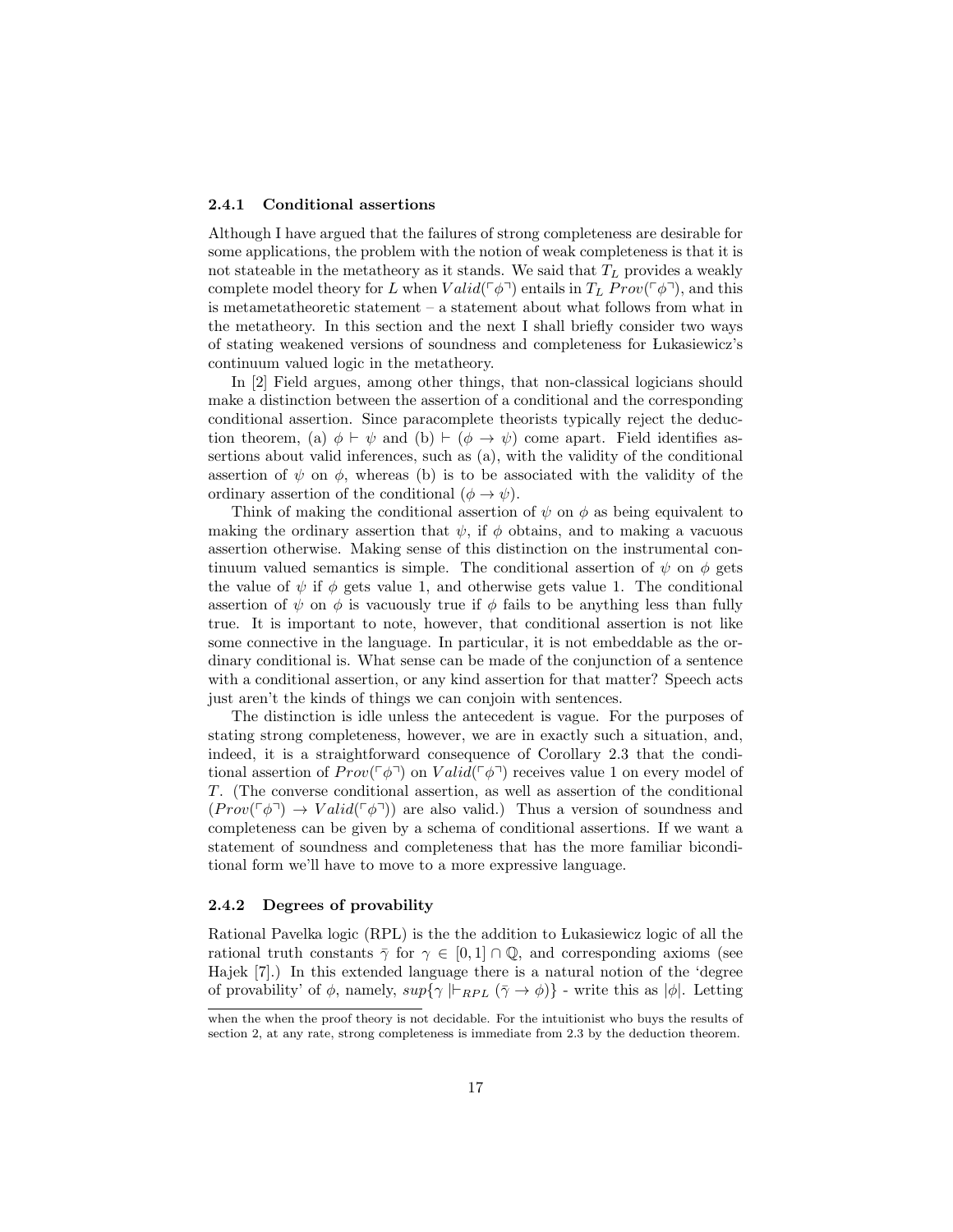### 2.4.1 Conditional assertions

Although I have argued that the failures of strong completeness are desirable for some applications, the problem with the notion of weak completeness is that it is not stateable in the metatheory as it stands. We said that $T_L$ provides a weakly complete model theory for $L$ when $Valid(\ulcorner\phi\urcorner)$ entails in $T_L$ $Prov(\ulcorner\phi\urcorner)$, and this is metametatheoretic statement – a statement about what follows from what in the metatheory. In this section and the next I shall briefly consider two ways of stating weakened versions of soundness and completeness for Lukasiewicz's continuum valued logic in the metatheory.

In [2] Field argues, among other things, that non-classical logicians should make a distinction between the assertion of a conditional and the corresponding conditional assertion. Since paracomplete theorists typically reject the deduction theorem, (a) $\phi \vdash \psi$ and (b) $\vdash (\phi \rightarrow \psi)$ come apart. Field identifies assertions about valid inferences, such as (a), with the validity of the conditional assertion of $\psi$ on $\phi$, whereas (b) is to be associated with the validity of the ordinary assertion of the conditional $(\phi \rightarrow \psi)$.

Think of making the conditional assertion of $\psi$ on $\phi$ as being equivalent to making the ordinary assertion that $\psi$, if $\phi$ obtains, and to making a vacuous assertion otherwise. Making sense of this distinction on the instrumental continuum valued semantics is simple. The conditional assertion of $\psi$ on $\phi$ gets the value of $\psi$ if $\phi$ gets value 1, and otherwise gets value 1. The conditional assertion of $\psi$ on $\phi$ is vacuously true if $\phi$ fails to be anything less than fully true. It is important to note, however, that conditional assertion is not like some connective in the language. In particular, it is not embeddable as the ordinary conditional is. What sense can be made of the conjunction of a sentence with a conditional assertion, or any kind assertion for that matter? Speech acts just aren't the kinds of things we can conjoin with sentences.

The distinction is idle unless the antecedent is vague. For the purposes of stating strong completeness, however, we are in exactly such a situation, and, indeed, it is a straightforward consequence of Corollary 2.3 that the conditional assertion of $Prov(\ulcorner\phi\urcorner)$ on $Valid(\ulcorner\phi\urcorner)$ receives value 1 on every model of $T$. (The converse conditional assertion, as well as assertion of the conditional $(Prov(\ulcorner\phi\urcorner) \rightarrow Valid(\ulcorner\phi\urcorner))$ are also valid.) Thus a version of soundness and completeness can be given by a schema of conditional assertions. If we want a statement of soundness and completeness that has the more familiar biconditional form we'll have to move to a more expressive language.

### 2.4.2 Degrees of provability

Rational Pavelka logic (RPL) is the the addition to Lukasiewicz logic of all the rational truth constants $\bar{\gamma}$ for $\gamma \in [0,1] \cap \mathbb{Q}$, and corresponding axioms (see Hajek [7].) In this extended language there is a natural notion of the 'degree of provability' of $\phi$, namely, $sup\{\gamma \mid \vdash_{RPL} (\bar{\gamma} \rightarrow \phi)\}$ - write this as $|\phi|$. Letting

---

when the when the proof theory is not decidable. For the intuitionist who buys the results of section 2, at any rate, strong completeness is immediate from 2.3 by the deduction theorem.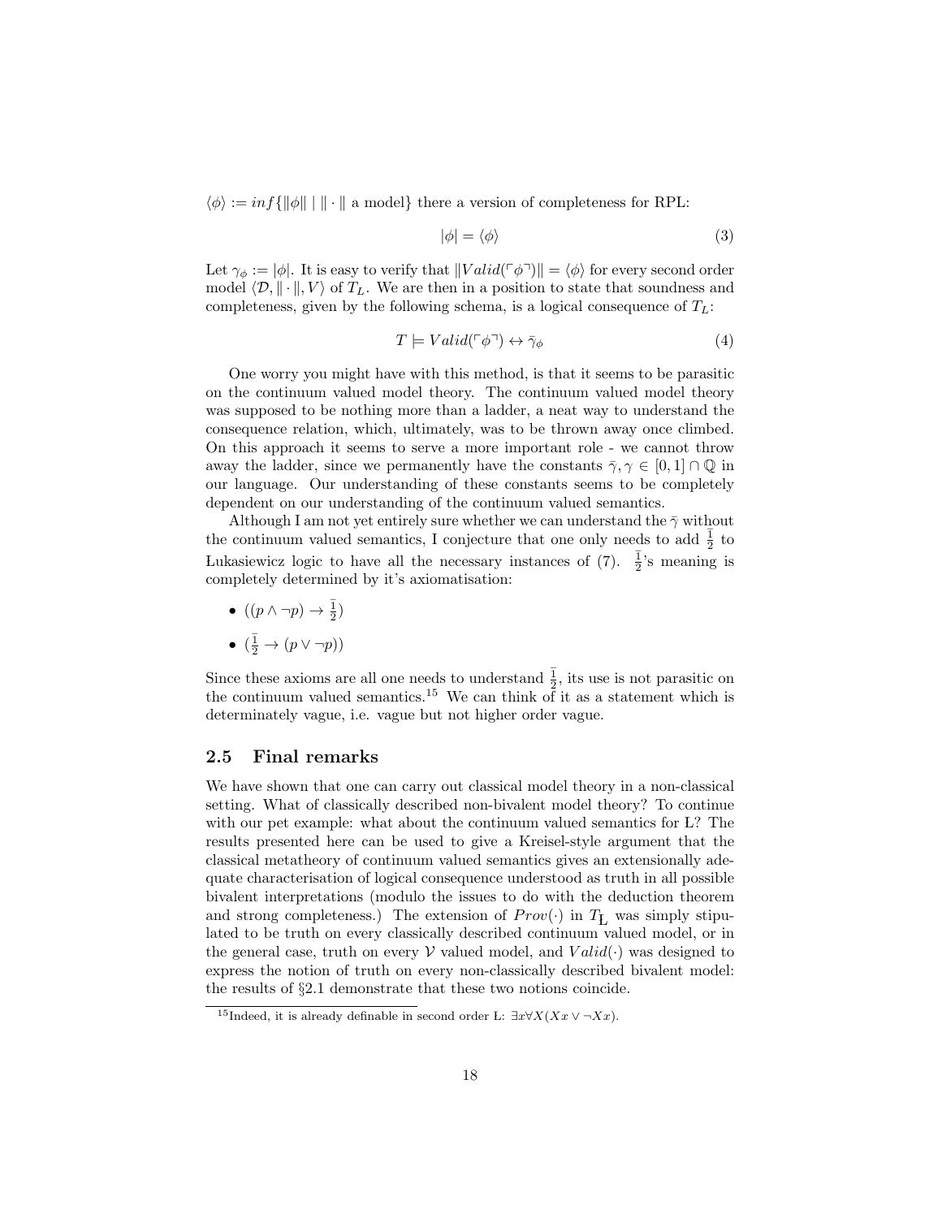$\langle \phi \rangle := inf\{\|\phi\| \mid \|\cdot\| \text{ a model}\}$ there a version of completeness for RPL:

$$|\phi| = \langle \phi \rangle \tag{3}$$

Let $\gamma_\phi := |\phi|$. It is easy to verify that $\|Valid(\ulcorner\phi\urcorner)\| = \langle\phi\rangle$ for every second order model $\langle \mathcal{D}, \|\cdot\|, V\rangle$ of $T_L$. We are then in a position to state that soundness and completeness, given by the following schema, is a logical consequence of $T_L$:

$$T \models Valid(\ulcorner\phi\urcorner) \leftrightarrow \bar{\gamma}_\phi \tag{4}$$

One worry you might have with this method, is that it seems to be parasitic on the continuum valued model theory. The continuum valued model theory was supposed to be nothing more than a ladder, a neat way to understand the consequence relation, which, ultimately, was to be thrown away once climbed. On this approach it seems to serve a more important role - we cannot throw away the ladder, since we permanently have the constants $\bar{\gamma}, \gamma \in [0,1] \cap \mathbb{Q}$ in our language. Our understanding of these constants seems to be completely dependent on our understanding of the continuum valued semantics.

Although I am not yet entirely sure whether we can understand the $\bar{\gamma}$ without the continuum valued semantics, I conjecture that one only needs to add $\bar{\frac{1}{2}}$ to Łukasiewicz logic to have all the necessary instances of (7). $\bar{\frac{1}{2}}$'s meaning is completely determined by it's axiomatisation:

- $((p \wedge \neg p) \rightarrow \bar{\frac{1}{2}})$
- $(\bar{\frac{1}{2}} \rightarrow (p \vee \neg p))$

Since these axioms are all one needs to understand $\bar{\frac{1}{2}}$, its use is not parasitic on the continuum valued semantics.[15] We can think of it as a statement which is determinately vague, i.e. vague but not higher order vague.

## 2.5 Final remarks

We have shown that one can carry out classical model theory in a non-classical setting. What of classically described non-bivalent model theory? To continue with our pet example: what about the continuum valued semantics for L? The results presented here can be used to give a Kreisel-style argument that the classical metatheory of continuum valued semantics gives an extensionally adequate characterisation of logical consequence understood as truth in all possible bivalent interpretations (modulo the issues to do with the deduction theorem and strong completeness.) The extension of $Prov(\cdot)$ in $T_{\text{Ł}}$ was simply stipulated to be truth on every classically described continuum valued model, or in the general case, truth on every $\mathcal{V}$ valued model, and $Valid(\cdot)$ was designed to express the notion of truth on every non-classically described bivalent model: the results of §2.1 demonstrate that these two notions coincide.

[15] Indeed, it is already definable in second order L: $\exists x \forall X(Xx \vee \neg Xx)$.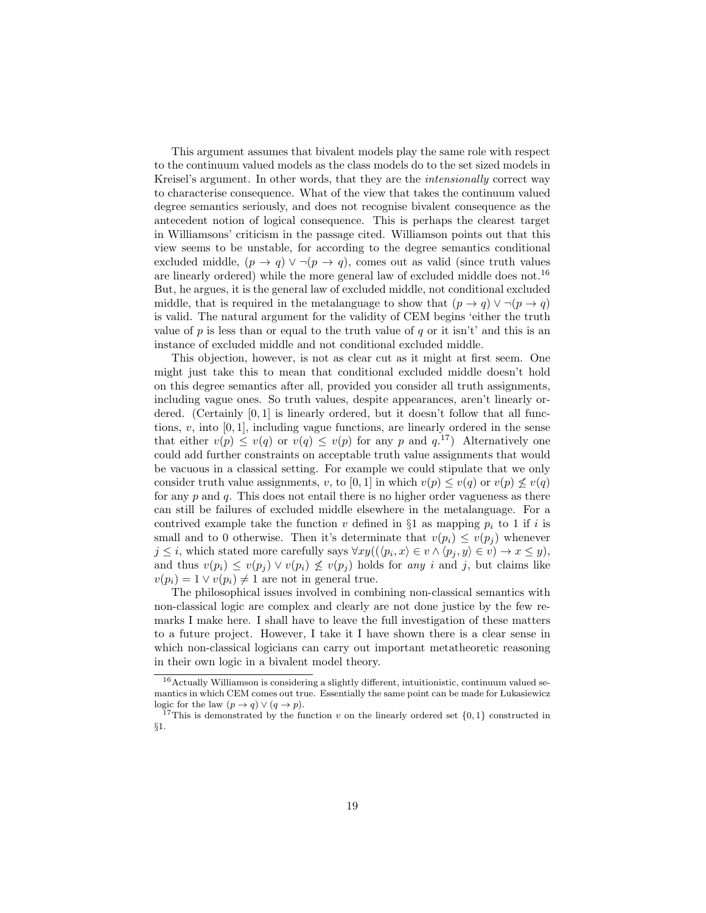This argument assumes that bivalent models play the same role with respect to the continuum valued models as the class models do to the set sized models in Kreisel's argument. In other words, that they are the *intensionally* correct way to characterise consequence. What of the view that takes the continuum valued degree semantics seriously, and does not recognise bivalent consequence as the antecedent notion of logical consequence. This is perhaps the clearest target in Williamsons' criticism in the passage cited. Williamson points out that this view seems to be unstable, for according to the degree semantics conditional excluded middle, $(p \to q) \vee \neg(p \to q)$, comes out as valid (since truth values are linearly ordered) while the more general law of excluded middle does not.[16] But, he argues, it is the general law of excluded middle, not conditional excluded middle, that is required in the metalanguage to show that $(p \to q) \vee \neg(p \to q)$ is valid. The natural argument for the validity of CEM begins 'either the truth value of $p$ is less than or equal to the truth value of $q$ or it isn't' and this is an instance of excluded middle and not conditional excluded middle.

This objection, however, is not as clear cut as it might at first seem. One might just take this to mean that conditional excluded middle doesn't hold on this degree semantics after all, provided you consider all truth assignments, including vague ones. So truth values, despite appearances, aren't linearly ordered. (Certainly $[0, 1]$ is linearly ordered, but it doesn't follow that all functions, $v$, into $[0, 1]$, including vague functions, are linearly ordered in the sense that either $v(p) \leq v(q)$ or $v(q) \leq v(p)$ for any $p$ and $q$.[17]) Alternatively one could add further constraints on acceptable truth value assignments that would be vacuous in a classical setting. For example we could stipulate that we only consider truth value assignments, $v$, to $[0, 1]$ in which $v(p) \leq v(q)$ or $v(p) \not\leq v(q)$ for any $p$ and $q$. This does not entail there is no higher order vagueness as there can still be failures of excluded middle elsewhere in the metalanguage. For a contrived example take the function $v$ defined in §1 as mapping $p_i$ to 1 if $i$ is small and to 0 otherwise. Then it's determinate that $v(p_i) \leq v(p_j)$ whenever $j \leq i$, which stated more carefully says $\forall xy((\langle p_i, x\rangle \in v \wedge \langle p_j, y\rangle \in v) \to x \leq y)$, and thus $v(p_i) \leq v(p_j) \vee v(p_i) \not\leq v(p_j)$ holds for *any* $i$ and $j$, but claims like $v(p_i) = 1 \vee v(p_i) \neq 1$ are not in general true.

The philosophical issues involved in combining non-classical semantics with non-classical logic are complex and clearly are not done justice by the few remarks I make here. I shall have to leave the full investigation of these matters to a future project. However, I take it I have shown there is a clear sense in which non-classical logicians can carry out important metatheoretic reasoning in their own logic in a bivalent model theory.

---

[16] Actually Williamson is considering a slightly different, intuitionistic, continuum valued semantics in which CEM comes out true. Essentially the same point can be made for Łukasiewicz logic for the law $(p \to q) \vee (q \to p)$.

[17] This is demonstrated by the function $v$ on the linearly ordered set $\{0, 1\}$ constructed in §1.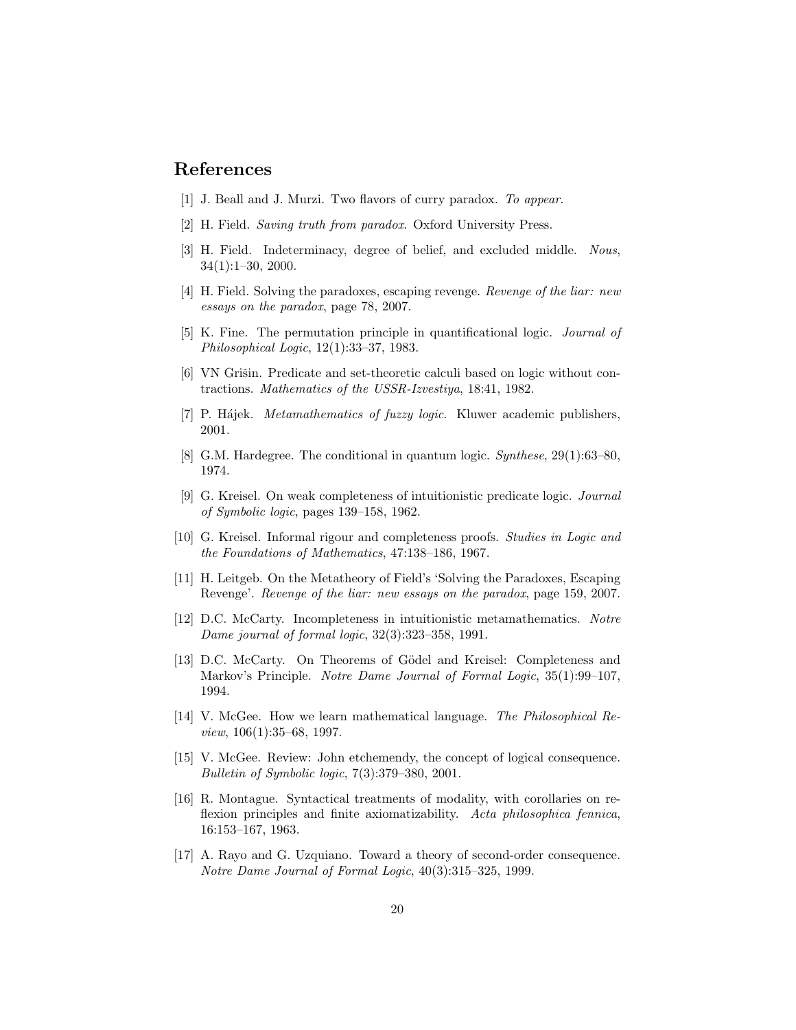## References

[1] J. Beall and J. Murzi. Two flavors of curry paradox. *To appear.*

[2] H. Field. *Saving truth from paradox*. Oxford University Press.

[3] H. Field. Indeterminacy, degree of belief, and excluded middle. *Nous*, 34(1):1–30, 2000.

[4] H. Field. Solving the paradoxes, escaping revenge. *Revenge of the liar: new essays on the paradox*, page 78, 2007.

[5] K. Fine. The permutation principle in quantificational logic. *Journal of Philosophical Logic*, 12(1):33–37, 1983.

[6] VN Grišin. Predicate and set-theoretic calculi based on logic without contractions. *Mathematics of the USSR-Izvestiya*, 18:41, 1982.

[7] P. Hájek. *Metamathematics of fuzzy logic*. Kluwer academic publishers, 2001.

[8] G.M. Hardegree. The conditional in quantum logic. *Synthese*, 29(1):63–80, 1974.

[9] G. Kreisel. On weak completeness of intuitionistic predicate logic. *Journal of Symbolic logic*, pages 139–158, 1962.

[10] G. Kreisel. Informal rigour and completeness proofs. *Studies in Logic and the Foundations of Mathematics*, 47:138–186, 1967.

[11] H. Leitgeb. On the Metatheory of Field's 'Solving the Paradoxes, Escaping Revenge'. *Revenge of the liar: new essays on the paradox*, page 159, 2007.

[12] D.C. McCarty. Incompleteness in intuitionistic metamathematics. *Notre Dame journal of formal logic*, 32(3):323–358, 1991.

[13] D.C. McCarty. On Theorems of Gödel and Kreisel: Completeness and Markov's Principle. *Notre Dame Journal of Formal Logic*, 35(1):99–107, 1994.

[14] V. McGee. How we learn mathematical language. *The Philosophical Review*, 106(1):35–68, 1997.

[15] V. McGee. Review: John etchemendy, the concept of logical consequence. *Bulletin of Symbolic logic*, 7(3):379–380, 2001.

[16] R. Montague. Syntactical treatments of modality, with corollaries on reflexion principles and finite axiomatizability. *Acta philosophica fennica*, 16:153–167, 1963.

[17] A. Rayo and G. Uzquiano. Toward a theory of second-order consequence. *Notre Dame Journal of Formal Logic*, 40(3):315–325, 1999.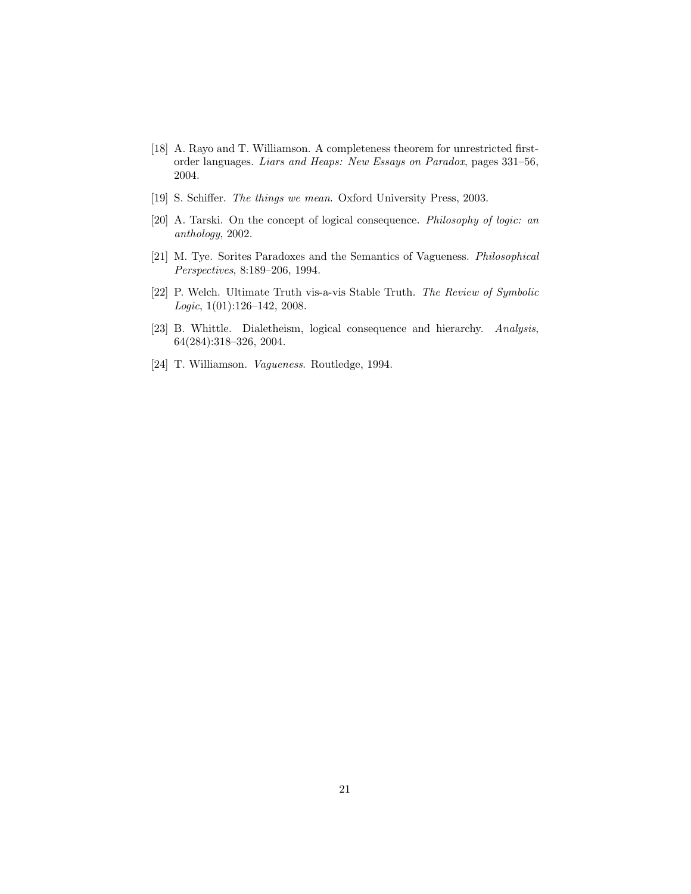[18] A. Rayo and T. Williamson. A completeness theorem for unrestricted first-order languages. *Liars and Heaps: New Essays on Paradox*, pages 331–56, 2004.

[19] S. Schiffer. *The things we mean*. Oxford University Press, 2003.

[20] A. Tarski. On the concept of logical consequence. *Philosophy of logic: an anthology*, 2002.

[21] M. Tye. Sorites Paradoxes and the Semantics of Vagueness. *Philosophical Perspectives*, 8:189–206, 1994.

[22] P. Welch. Ultimate Truth vis-a-vis Stable Truth. *The Review of Symbolic Logic*, 1(01):126–142, 2008.

[23] B. Whittle. Dialetheism, logical consequence and hierarchy. *Analysis*, 64(284):318–326, 2004.

[24] T. Williamson. *Vagueness*. Routledge, 1994.